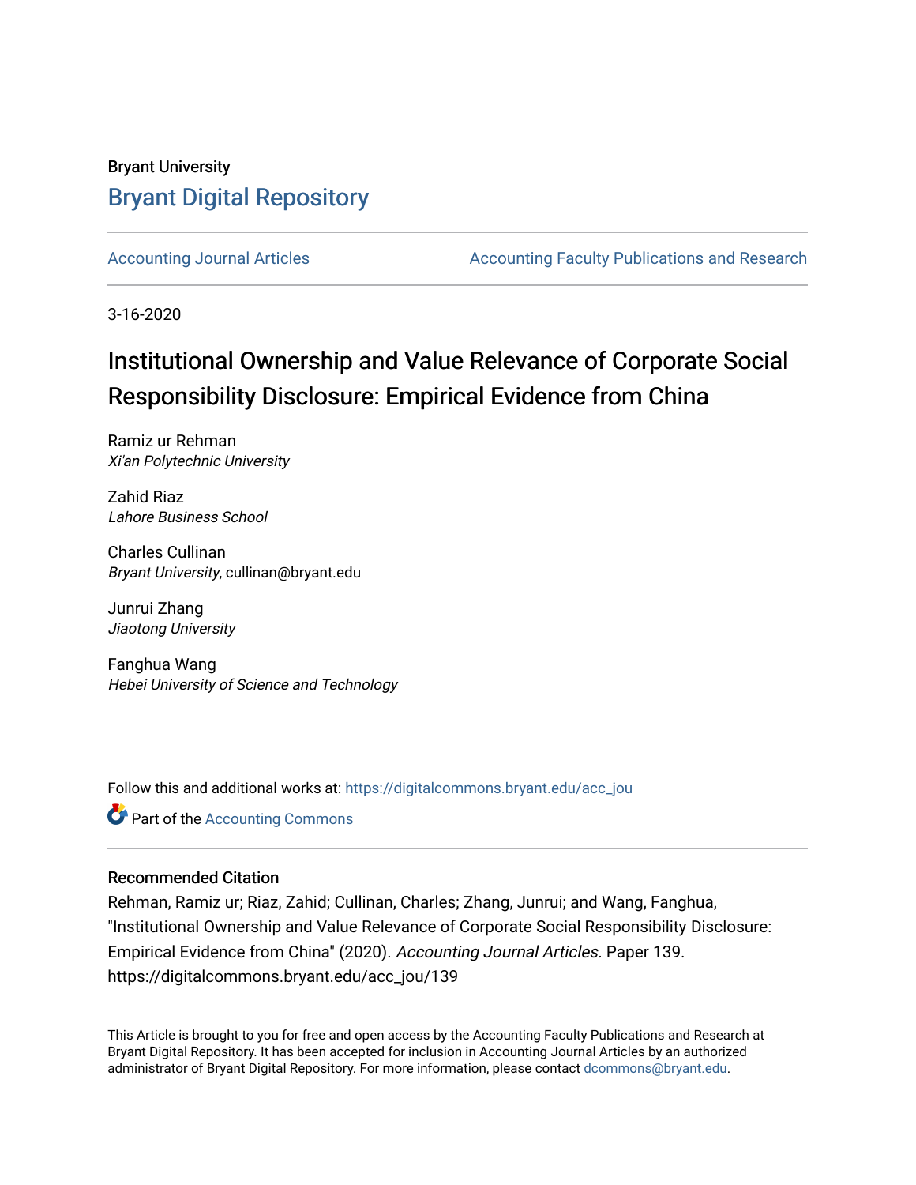Bryant University

# Bryant Digital Repository

Accounting Journal Articles | Accounting Faculty Publications and Research

3-16-2020

## Institutional Ownership and Value Relevance of Corporate Social Responsibility Disclosure: Empirical Evidence from China

Ramiz ur Rehman
*Xi'an Polytechnic University*

Zahid Riaz
*Lahore Business School*

Charles Cullinan
*Bryant University*, cullinan@bryant.edu

Junrui Zhang
*Jiaotong University*

Fanghua Wang
*Hebei University of Science and Technology*

Follow this and additional works at: https://digitalcommons.bryant.edu/acc_jou

Part of the Accounting Commons

### Recommended Citation

Rehman, Ramiz ur; Riaz, Zahid; Cullinan, Charles; Zhang, Junrui; and Wang, Fanghua, "Institutional Ownership and Value Relevance of Corporate Social Responsibility Disclosure: Empirical Evidence from China" (2020). *Accounting Journal Articles.* Paper 139.
https://digitalcommons.bryant.edu/acc_jou/139

This Article is brought to you for free and open access by the Accounting Faculty Publications and Research at Bryant Digital Repository. It has been accepted for inclusion in Accounting Journal Articles by an authorized administrator of Bryant Digital Repository. For more information, please contact dcommons@bryant.edu.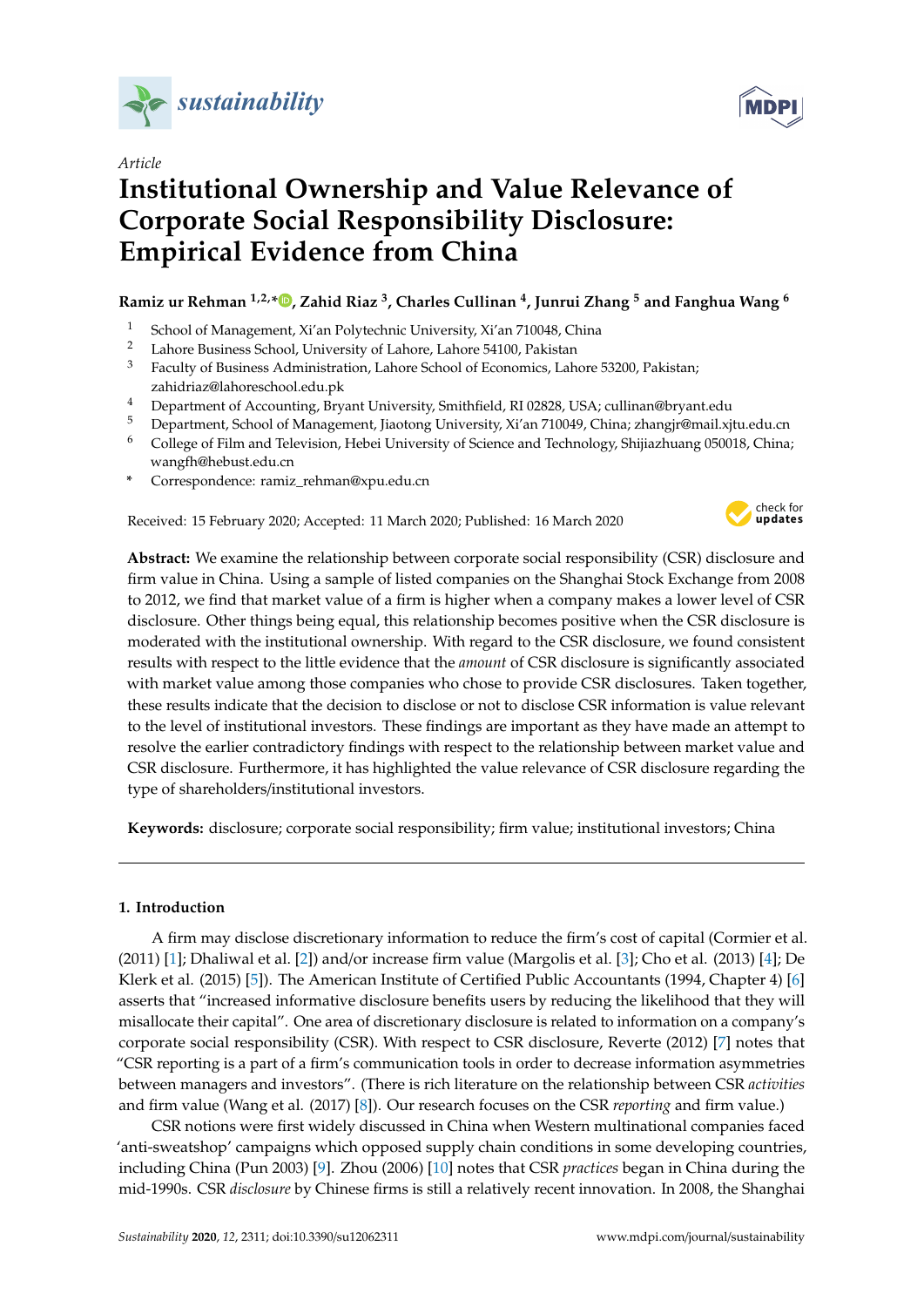# sustainability

MDPI

*Article*

# Institutional Ownership and Value Relevance of Corporate Social Responsibility Disclosure: Empirical Evidence from China

**Ramiz ur Rehman [1,2,*], Zahid Riaz [3], Charles Cullinan [4], Junrui Zhang [5] and Fanghua Wang [6]**

1. School of Management, Xi'an Polytechnic University, Xi'an 710048, China
2. Lahore Business School, University of Lahore, Lahore 54100, Pakistan
3. Faculty of Business Administration, Lahore School of Economics, Lahore 53200, Pakistan; zahidriaz@lahoreschool.edu.pk
4. Department of Accounting, Bryant University, Smithfield, RI 02828, USA; cullinan@bryant.edu
5. Department, School of Management, Jiaotong University, Xi'an 710049, China; zhangjr@mail.xjtu.edu.cn
6. College of Film and Television, Hebei University of Science and Technology, Shijiazhuang 050018, China; wangfh@hebust.edu.cn

\* Correspondence: ramiz_rehman@xpu.edu.cn

Received: 15 February 2020; Accepted: 11 March 2020; Published: 16 March 2020

**Abstract:** We examine the relationship between corporate social responsibility (CSR) disclosure and firm value in China. Using a sample of listed companies on the Shanghai Stock Exchange from 2008 to 2012, we find that market value of a firm is higher when a company makes a lower level of CSR disclosure. Other things being equal, this relationship becomes positive when the CSR disclosure is moderated with the institutional ownership. With regard to the CSR disclosure, we found consistent results with respect to the little evidence that the *amount* of CSR disclosure is significantly associated with market value among those companies who chose to provide CSR disclosures. Taken together, these results indicate that the decision to disclose or not to disclose CSR information is value relevant to the level of institutional investors. These findings are important as they have made an attempt to resolve the earlier contradictory findings with respect to the relationship between market value and CSR disclosure. Furthermore, it has highlighted the value relevance of CSR disclosure regarding the type of shareholders/institutional investors.

**Keywords:** disclosure; corporate social responsibility; firm value; institutional investors; China

## 1. Introduction

A firm may disclose discretionary information to reduce the firm's cost of capital (Cormier et al. (2011) [1]; Dhaliwal et al. [2]) and/or increase firm value (Margolis et al. [3]; Cho et al. (2013) [4]; De Klerk et al. (2015) [5]). The American Institute of Certified Public Accountants (1994, Chapter 4) [6] asserts that "increased informative disclosure benefits users by reducing the likelihood that they will misallocate their capital". One area of discretionary disclosure is related to information on a company's corporate social responsibility (CSR). With respect to CSR disclosure, Reverte (2012) [7] notes that "CSR reporting is a part of a firm's communication tools in order to decrease information asymmetries between managers and investors". (There is rich literature on the relationship between CSR *activities* and firm value (Wang et al. (2017) [8]). Our research focuses on the CSR *reporting* and firm value.)

CSR notions were first widely discussed in China when Western multinational companies faced 'anti-sweatshop' campaigns which opposed supply chain conditions in some developing countries, including China (Pun 2003) [9]. Zhou (2006) [10] notes that CSR *practices* began in China during the mid-1990s. CSR *disclosure* by Chinese firms is still a relatively recent innovation. In 2008, the Shanghai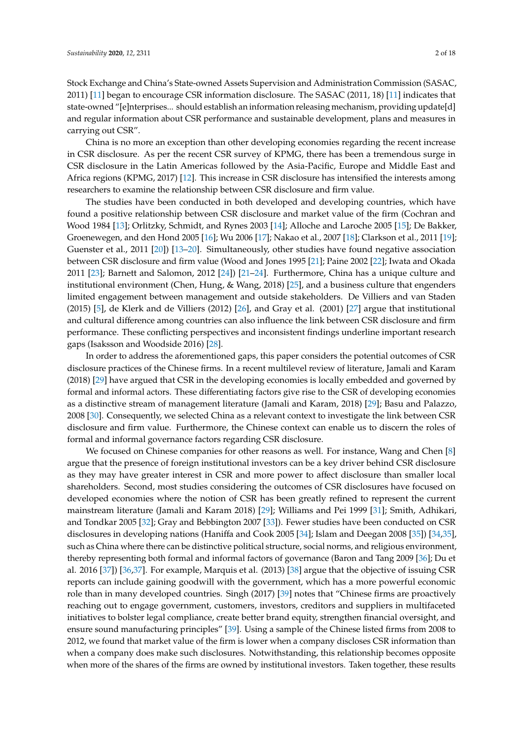Stock Exchange and China's State-owned Assets Supervision and Administration Commission (SASAC, 2011) [11] began to encourage CSR information disclosure. The SASAC (2011, 18) [11] indicates that state-owned "[e]nterprises... should establish an information releasing mechanism, providing update[d] and regular information about CSR performance and sustainable development, plans and measures in carrying out CSR".

China is no more an exception than other developing economies regarding the recent increase in CSR disclosure. As per the recent CSR survey of KPMG, there has been a tremendous surge in CSR disclosure in the Latin Americas followed by the Asia-Pacific, Europe and Middle East and Africa regions (KPMG, 2017) [12]. This increase in CSR disclosure has intensified the interests among researchers to examine the relationship between CSR disclosure and firm value.

The studies have been conducted in both developed and developing countries, which have found a positive relationship between CSR disclosure and market value of the firm (Cochran and Wood 1984 [13]; Orlitzky, Schmidt, and Rynes 2003 [14]; Alloche and Laroche 2005 [15]; De Bakker, Groenewegen, and den Hond 2005 [16]; Wu 2006 [17]; Nakao et al., 2007 [18]; Clarkson et al., 2011 [19]; Guenster et al., 2011 [20]) [13–20]. Simultaneously, other studies have found negative association between CSR disclosure and firm value (Wood and Jones 1995 [21]; Paine 2002 [22]; Iwata and Okada 2011 [23]; Barnett and Salomon, 2012 [24]) [21–24]. Furthermore, China has a unique culture and institutional environment (Chen, Hung, & Wang, 2018) [25], and a business culture that engenders limited engagement between management and outside stakeholders. De Villiers and van Staden (2015) [5], de Klerk and de Villiers (2012) [26], and Gray et al. (2001) [27] argue that institutional and cultural difference among countries can also influence the link between CSR disclosure and firm performance. These conflicting perspectives and inconsistent findings underline important research gaps (Isaksson and Woodside 2016) [28].

In order to address the aforementioned gaps, this paper considers the potential outcomes of CSR disclosure practices of the Chinese firms. In a recent multilevel review of literature, Jamali and Karam (2018) [29] have argued that CSR in the developing economies is locally embedded and governed by formal and informal actors. These differentiating factors give rise to the CSR of developing economies as a distinctive stream of management literature (Jamali and Karam, 2018) [29]; Basu and Palazzo, 2008 [30]. Consequently, we selected China as a relevant context to investigate the link between CSR disclosure and firm value. Furthermore, the Chinese context can enable us to discern the roles of formal and informal governance factors regarding CSR disclosure.

We focused on Chinese companies for other reasons as well. For instance, Wang and Chen [8] argue that the presence of foreign institutional investors can be a key driver behind CSR disclosure as they may have greater interest in CSR and more power to affect disclosure than smaller local shareholders. Second, most studies considering the outcomes of CSR disclosures have focused on developed economies where the notion of CSR has been greatly refined to represent the current mainstream literature (Jamali and Karam 2018) [29]; Williams and Pei 1999 [31]; Smith, Adhikari, and Tondkar 2005 [32]; Gray and Bebbington 2007 [33]). Fewer studies have been conducted on CSR disclosures in developing nations (Haniffa and Cook 2005 [34]; Islam and Deegan 2008 [35]) [34,35], such as China where there can be distinctive political structure, social norms, and religious environment, thereby representing both formal and informal factors of governance (Baron and Tang 2009 [36]; Du et al. 2016 [37]) [36,37]. For example, Marquis et al. (2013) [38] argue that the objective of issuing CSR reports can include gaining goodwill with the government, which has a more powerful economic role than in many developed countries. Singh (2017) [39] notes that "Chinese firms are proactively reaching out to engage government, customers, investors, creditors and suppliers in multifaceted initiatives to bolster legal compliance, create better brand equity, strengthen financial oversight, and ensure sound manufacturing principles" [39]. Using a sample of the Chinese listed firms from 2008 to 2012, we found that market value of the firm is lower when a company discloses CSR information than when a company does make such disclosures. Notwithstanding, this relationship becomes opposite when more of the shares of the firms are owned by institutional investors. Taken together, these results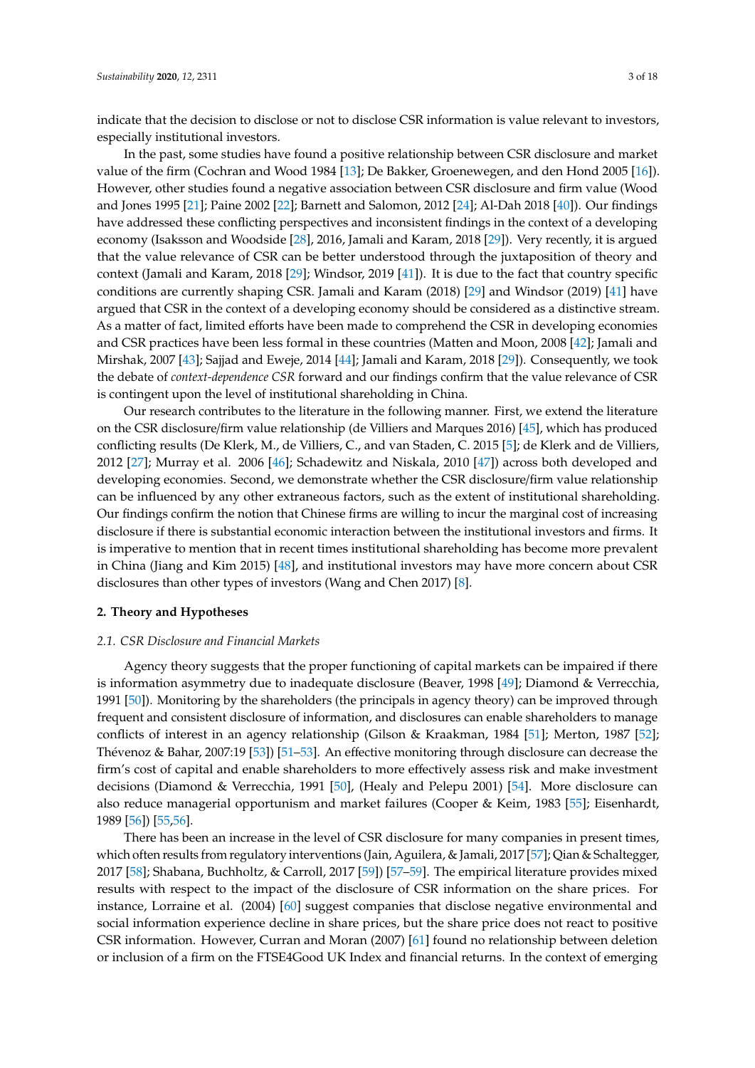indicate that the decision to disclose or not to disclose CSR information is value relevant to investors, especially institutional investors.

In the past, some studies have found a positive relationship between CSR disclosure and market value of the firm (Cochran and Wood 1984 [13]; De Bakker, Groenewegen, and den Hond 2005 [16]). However, other studies found a negative association between CSR disclosure and firm value (Wood and Jones 1995 [21]; Paine 2002 [22]; Barnett and Salomon, 2012 [24]; Al-Dah 2018 [40]). Our findings have addressed these conflicting perspectives and inconsistent findings in the context of a developing economy (Isaksson and Woodside [28], 2016, Jamali and Karam, 2018 [29]). Very recently, it is argued that the value relevance of CSR can be better understood through the juxtaposition of theory and context (Jamali and Karam, 2018 [29]; Windsor, 2019 [41]). It is due to the fact that country specific conditions are currently shaping CSR. Jamali and Karam (2018) [29] and Windsor (2019) [41] have argued that CSR in the context of a developing economy should be considered as a distinctive stream. As a matter of fact, limited efforts have been made to comprehend the CSR in developing economies and CSR practices have been less formal in these countries (Matten and Moon, 2008 [42]; Jamali and Mirshak, 2007 [43]; Sajjad and Eweje, 2014 [44]; Jamali and Karam, 2018 [29]). Consequently, we took the debate of *context-dependence CSR* forward and our findings confirm that the value relevance of CSR is contingent upon the level of institutional shareholding in China.

Our research contributes to the literature in the following manner. First, we extend the literature on the CSR disclosure/firm value relationship (de Villiers and Marques 2016) [45], which has produced conflicting results (De Klerk, M., de Villiers, C., and van Staden, C. 2015 [5]; de Klerk and de Villiers, 2012 [27]; Murray et al. 2006 [46]; Schadewitz and Niskala, 2010 [47]) across both developed and developing economies. Second, we demonstrate whether the CSR disclosure/firm value relationship can be influenced by any other extraneous factors, such as the extent of institutional shareholding. Our findings confirm the notion that Chinese firms are willing to incur the marginal cost of increasing disclosure if there is substantial economic interaction between the institutional investors and firms. It is imperative to mention that in recent times institutional shareholding has become more prevalent in China (Jiang and Kim 2015) [48], and institutional investors may have more concern about CSR disclosures than other types of investors (Wang and Chen 2017) [8].

## 2. Theory and Hypotheses

### *2.1. CSR Disclosure and Financial Markets*

Agency theory suggests that the proper functioning of capital markets can be impaired if there is information asymmetry due to inadequate disclosure (Beaver, 1998 [49]; Diamond & Verrecchia, 1991 [50]). Monitoring by the shareholders (the principals in agency theory) can be improved through frequent and consistent disclosure of information, and disclosures can enable shareholders to manage conflicts of interest in an agency relationship (Gilson & Kraakman, 1984 [51]; Merton, 1987 [52]; Thévenoz & Bahar, 2007:19 [53]) [51–53]. An effective monitoring through disclosure can decrease the firm's cost of capital and enable shareholders to more effectively assess risk and make investment decisions (Diamond & Verrecchia, 1991 [50], (Healy and Pelepu 2001) [54]. More disclosure can also reduce managerial opportunism and market failures (Cooper & Keim, 1983 [55]; Eisenhardt, 1989 [56]) [55,56].

There has been an increase in the level of CSR disclosure for many companies in present times, which often results from regulatory interventions (Jain, Aguilera, & Jamali, 2017 [57]; Qian & Schaltegger, 2017 [58]; Shabana, Buchholtz, & Carroll, 2017 [59]) [57–59]. The empirical literature provides mixed results with respect to the impact of the disclosure of CSR information on the share prices. For instance, Lorraine et al. (2004) [60] suggest companies that disclose negative environmental and social information experience decline in share prices, but the share price does not react to positive CSR information. However, Curran and Moran (2007) [61] found no relationship between deletion or inclusion of a firm on the FTSE4Good UK Index and financial returns. In the context of emerging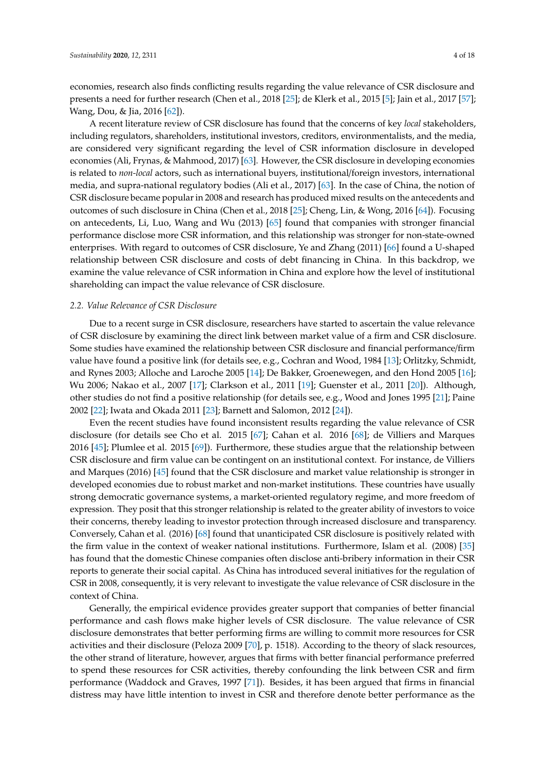economies, research also finds conflicting results regarding the value relevance of CSR disclosure and presents a need for further research (Chen et al., 2018 [25]; de Klerk et al., 2015 [5]; Jain et al., 2017 [57]; Wang, Dou, & Jia, 2016 [62]).

A recent literature review of CSR disclosure has found that the concerns of key *local* stakeholders, including regulators, shareholders, institutional investors, creditors, environmentalists, and the media, are considered very significant regarding the level of CSR information disclosure in developed economies (Ali, Frynas, & Mahmood, 2017) [63]. However, the CSR disclosure in developing economies is related to *non-local* actors, such as international buyers, institutional/foreign investors, international media, and supra-national regulatory bodies (Ali et al., 2017) [63]. In the case of China, the notion of CSR disclosure became popular in 2008 and research has produced mixed results on the antecedents and outcomes of such disclosure in China (Chen et al., 2018 [25]; Cheng, Lin, & Wong, 2016 [64]). Focusing on antecedents, Li, Luo, Wang and Wu (2013) [65] found that companies with stronger financial performance disclose more CSR information, and this relationship was stronger for non-state-owned enterprises. With regard to outcomes of CSR disclosure, Ye and Zhang (2011) [66] found a U-shaped relationship between CSR disclosure and costs of debt financing in China. In this backdrop, we examine the value relevance of CSR information in China and explore how the level of institutional shareholding can impact the value relevance of CSR disclosure.

### 2.2. Value Relevance of CSR Disclosure

Due to a recent surge in CSR disclosure, researchers have started to ascertain the value relevance of CSR disclosure by examining the direct link between market value of a firm and CSR disclosure. Some studies have examined the relationship between CSR disclosure and financial performance/firm value have found a positive link (for details see, e.g., Cochran and Wood, 1984 [13]; Orlitzky, Schmidt, and Rynes 2003; Alloche and Laroche 2005 [14]; De Bakker, Groenewegen, and den Hond 2005 [16]; Wu 2006; Nakao et al., 2007 [17]; Clarkson et al., 2011 [19]; Guenster et al., 2011 [20]). Although, other studies do not find a positive relationship (for details see, e.g., Wood and Jones 1995 [21]; Paine 2002 [22]; Iwata and Okada 2011 [23]; Barnett and Salomon, 2012 [24]).

Even the recent studies have found inconsistent results regarding the value relevance of CSR disclosure (for details see Cho et al. 2015 [67]; Cahan et al. 2016 [68]; de Villiers and Marques 2016 [45]; Plumlee et al. 2015 [69]). Furthermore, these studies argue that the relationship between CSR disclosure and firm value can be contingent on an institutional context. For instance, de Villiers and Marques (2016) [45] found that the CSR disclosure and market value relationship is stronger in developed economies due to robust market and non-market institutions. These countries have usually strong democratic governance systems, a market-oriented regulatory regime, and more freedom of expression. They posit that this stronger relationship is related to the greater ability of investors to voice their concerns, thereby leading to investor protection through increased disclosure and transparency. Conversely, Cahan et al. (2016) [68] found that unanticipated CSR disclosure is positively related with the firm value in the context of weaker national institutions. Furthermore, Islam et al. (2008) [35] has found that the domestic Chinese companies often disclose anti-bribery information in their CSR reports to generate their social capital. As China has introduced several initiatives for the regulation of CSR in 2008, consequently, it is very relevant to investigate the value relevance of CSR disclosure in the context of China.

Generally, the empirical evidence provides greater support that companies of better financial performance and cash flows make higher levels of CSR disclosure. The value relevance of CSR disclosure demonstrates that better performing firms are willing to commit more resources for CSR activities and their disclosure (Peloza 2009 [70], p. 1518). According to the theory of slack resources, the other strand of literature, however, argues that firms with better financial performance preferred to spend these resources for CSR activities, thereby confounding the link between CSR and firm performance (Waddock and Graves, 1997 [71]). Besides, it has been argued that firms in financial distress may have little intention to invest in CSR and therefore denote better performance as the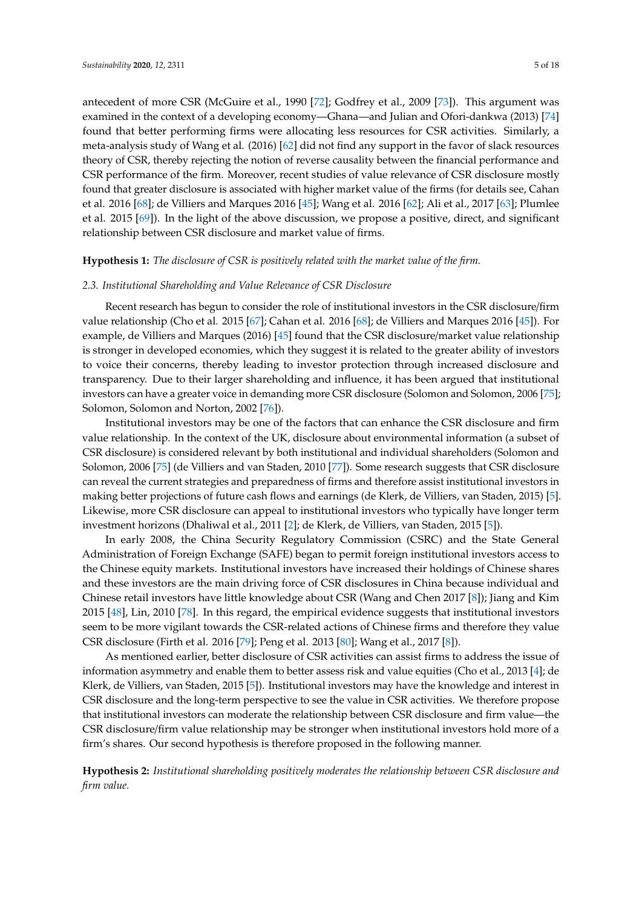antecedent of more CSR (McGuire et al., 1990 [72]; Godfrey et al., 2009 [73]). This argument was examined in the context of a developing economy—Ghana—and Julian and Ofori-dankwa (2013) [74] found that better performing firms were allocating less resources for CSR activities. Similarly, a meta-analysis study of Wang et al. (2016) [62] did not find any support in the favor of slack resources theory of CSR, thereby rejecting the notion of reverse causality between the financial performance and CSR performance of the firm. Moreover, recent studies of value relevance of CSR disclosure mostly found that greater disclosure is associated with higher market value of the firms (for details see, Cahan et al. 2016 [68]; de Villiers and Marques 2016 [45]; Wang et al. 2016 [62]; Ali et al., 2017 [63]; Plumlee et al. 2015 [69]). In the light of the above discussion, we propose a positive, direct, and significant relationship between CSR disclosure and market value of firms.

**Hypothesis 1:** *The disclosure of CSR is positively related with the market value of the firm.*

### *2.3. Institutional Shareholding and Value Relevance of CSR Disclosure*

Recent research has begun to consider the role of institutional investors in the CSR disclosure/firm value relationship (Cho et al. 2015 [67]; Cahan et al. 2016 [68]; de Villiers and Marques 2016 [45]). For example, de Villiers and Marques (2016) [45] found that the CSR disclosure/market value relationship is stronger in developed economies, which they suggest it is related to the greater ability of investors to voice their concerns, thereby leading to investor protection through increased disclosure and transparency. Due to their larger shareholding and influence, it has been argued that institutional investors can have a greater voice in demanding more CSR disclosure (Solomon and Solomon, 2006 [75]; Solomon, Solomon and Norton, 2002 [76]).

Institutional investors may be one of the factors that can enhance the CSR disclosure and firm value relationship. In the context of the UK, disclosure about environmental information (a subset of CSR disclosure) is considered relevant by both institutional and individual shareholders (Solomon and Solomon, 2006 [75] (de Villiers and van Staden, 2010 [77]). Some research suggests that CSR disclosure can reveal the current strategies and preparedness of firms and therefore assist institutional investors in making better projections of future cash flows and earnings (de Klerk, de Villiers, van Staden, 2015) [5]. Likewise, more CSR disclosure can appeal to institutional investors who typically have longer term investment horizons (Dhaliwal et al., 2011 [2]; de Klerk, de Villiers, van Staden, 2015 [5]).

In early 2008, the China Security Regulatory Commission (CSRC) and the State General Administration of Foreign Exchange (SAFE) began to permit foreign institutional investors access to the Chinese equity markets. Institutional investors have increased their holdings of Chinese shares and these investors are the main driving force of CSR disclosures in China because individual and Chinese retail investors have little knowledge about CSR (Wang and Chen 2017 [8]); Jiang and Kim 2015 [48], Lin, 2010 [78]. In this regard, the empirical evidence suggests that institutional investors seem to be more vigilant towards the CSR-related actions of Chinese firms and therefore they value CSR disclosure (Firth et al. 2016 [79]; Peng et al. 2013 [80]; Wang et al., 2017 [8]).

As mentioned earlier, better disclosure of CSR activities can assist firms to address the issue of information asymmetry and enable them to better assess risk and value equities (Cho et al., 2013 [4]; de Klerk, de Villiers, van Staden, 2015 [5]). Institutional investors may have the knowledge and interest in CSR disclosure and the long-term perspective to see the value in CSR activities. We therefore propose that institutional investors can moderate the relationship between CSR disclosure and firm value—the CSR disclosure/firm value relationship may be stronger when institutional investors hold more of a firm's shares. Our second hypothesis is therefore proposed in the following manner.

**Hypothesis 2:** *Institutional shareholding positively moderates the relationship between CSR disclosure and firm value.*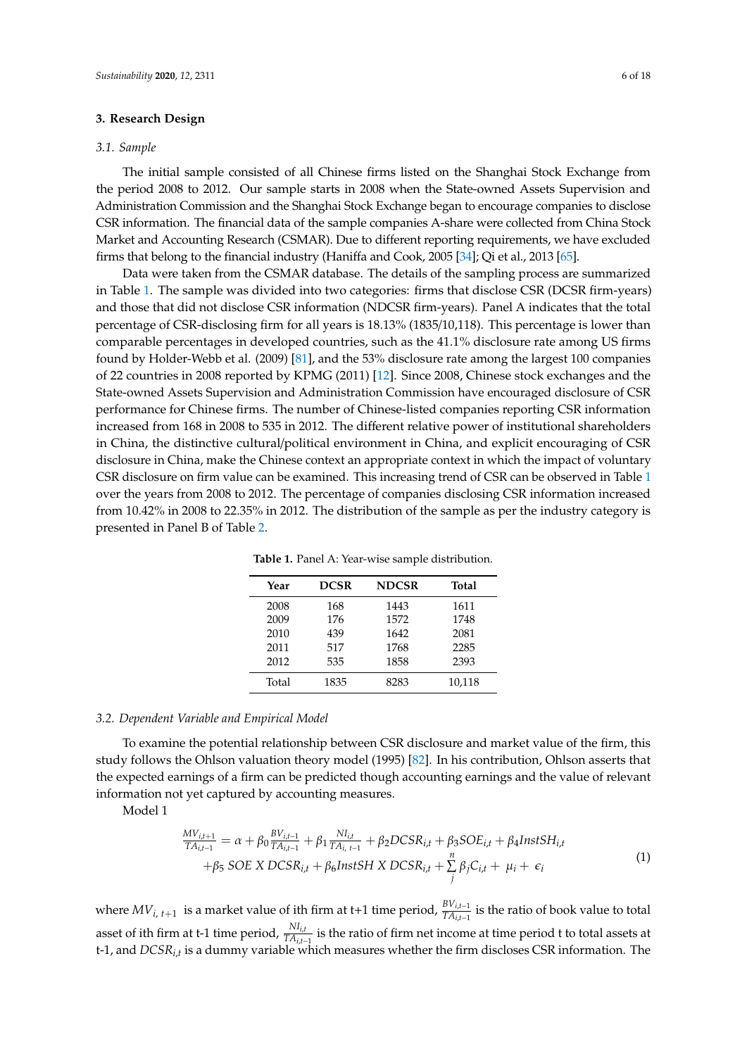## 3. Research Design

### 3.1. Sample

The initial sample consisted of all Chinese firms listed on the Shanghai Stock Exchange from the period 2008 to 2012. Our sample starts in 2008 when the State-owned Assets Supervision and Administration Commission and the Shanghai Stock Exchange began to encourage companies to disclose CSR information. The financial data of the sample companies A-share were collected from China Stock Market and Accounting Research (CSMAR). Due to different reporting requirements, we have excluded firms that belong to the financial industry (Haniffa and Cook, 2005 [34]; Qi et al., 2013 [65].

Data were taken from the CSMAR database. The details of the sampling process are summarized in Table 1. The sample was divided into two categories: firms that disclose CSR (DCSR firm-years) and those that did not disclose CSR information (NDCSR firm-years). Panel A indicates that the total percentage of CSR-disclosing firm for all years is 18.13% (1835/10,118). This percentage is lower than comparable percentages in developed countries, such as the 41.1% disclosure rate among US firms found by Holder-Webb et al. (2009) [81], and the 53% disclosure rate among the largest 100 companies of 22 countries in 2008 reported by KPMG (2011) [12]. Since 2008, Chinese stock exchanges and the State-owned Assets Supervision and Administration Commission have encouraged disclosure of CSR performance for Chinese firms. The number of Chinese-listed companies reporting CSR information increased from 168 in 2008 to 535 in 2012. The different relative power of institutional shareholders in China, the distinctive cultural/political environment in China, and explicit encouraging of CSR disclosure in China, make the Chinese context an appropriate context in which the impact of voluntary CSR disclosure on firm value can be examined. This increasing trend of CSR can be observed in Table 1 over the years from 2008 to 2012. The percentage of companies disclosing CSR information increased from 10.42% in 2008 to 22.35% in 2012. The distribution of the sample as per the industry category is presented in Panel B of Table 2.

**Table 1.** Panel A: Year-wise sample distribution.

| Year | DCSR | NDCSR | Total |
|---|---|---|---|
| 2008 | 168 | 1443 | 1611 |
| 2009 | 176 | 1572 | 1748 |
| 2010 | 439 | 1642 | 2081 |
| 2011 | 517 | 1768 | 2285 |
| 2012 | 535 | 1858 | 2393 |
| Total | 1835 | 8283 | 10,118 |

### 3.2. Dependent Variable and Empirical Model

To examine the potential relationship between CSR disclosure and market value of the firm, this study follows the Ohlson valuation theory model (1995) [82]. In his contribution, Ohlson asserts that the expected earnings of a firm can be predicted though accounting earnings and the value of relevant information not yet captured by accounting measures.

Model 1

$$\frac{MV_{i,t+1}}{TA_{i,t-1}} = \alpha + \beta_0 \frac{BV_{i,t-1}}{TA_{i,t-1}} + \beta_1 \frac{NI_{i,t}}{TA_{i,\,t-1}} + \beta_2 DCSR_{i,t} + \beta_3 SOE_{i,t} + \beta_4 InstSH_{i,t} + \beta_5\ SOE\ X\ DCSR_{i,t} + \beta_6 InstSH\ X\ DCSR_{i,t} + \sum_{j}^{n} \beta_j C_{i,t} + \mu_i + \epsilon_i \quad (1)$$

where $MV_{i,\,t+1}$ is a market value of ith firm at t+1 time period, $\frac{BV_{i,t-1}}{TA_{i,t-1}}$ is the ratio of book value to total asset of ith firm at t-1 time period, $\frac{NI_{i,t}}{TA_{i,t-1}}$ is the ratio of firm net income at time period t to total assets at t-1, and $DCSR_{i,t}$ is a dummy variable which measures whether the firm discloses CSR information. The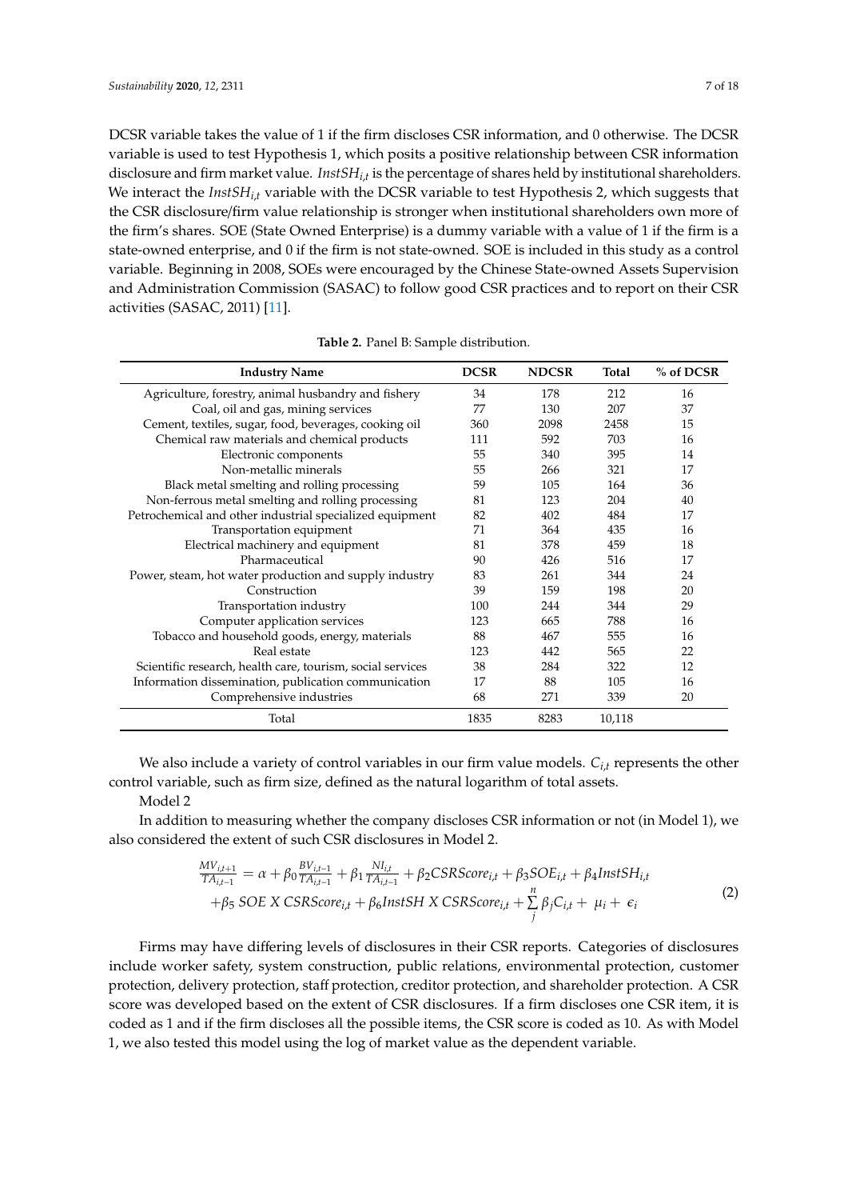DCSR variable takes the value of 1 if the firm discloses CSR information, and 0 otherwise. The DCSR variable is used to test Hypothesis 1, which posits a positive relationship between CSR information disclosure and firm market value. $InstSH_{i,t}$ is the percentage of shares held by institutional shareholders. We interact the $InstSH_{i,t}$ variable with the DCSR variable to test Hypothesis 2, which suggests that the CSR disclosure/firm value relationship is stronger when institutional shareholders own more of the firm's shares. SOE (State Owned Enterprise) is a dummy variable with a value of 1 if the firm is a state-owned enterprise, and 0 if the firm is not state-owned. SOE is included in this study as a control variable. Beginning in 2008, SOEs were encouraged by the Chinese State-owned Assets Supervision and Administration Commission (SASAC) to follow good CSR practices and to report on their CSR activities (SASAC, 2011) [11].

**Table 2.** Panel B: Sample distribution.

| Industry Name | DCSR | NDCSR | Total | % of DCSR |
|---|---|---|---|---|
| Agriculture, forestry, animal husbandry and fishery | 34 | 178 | 212 | 16 |
| Coal, oil and gas, mining services | 77 | 130 | 207 | 37 |
| Cement, textiles, sugar, food, beverages, cooking oil | 360 | 2098 | 2458 | 15 |
| Chemical raw materials and chemical products | 111 | 592 | 703 | 16 |
| Electronic components | 55 | 340 | 395 | 14 |
| Non-metallic minerals | 55 | 266 | 321 | 17 |
| Black metal smelting and rolling processing | 59 | 105 | 164 | 36 |
| Non-ferrous metal smelting and rolling processing | 81 | 123 | 204 | 40 |
| Petrochemical and other industrial specialized equipment | 82 | 402 | 484 | 17 |
| Transportation equipment | 71 | 364 | 435 | 16 |
| Electrical machinery and equipment | 81 | 378 | 459 | 18 |
| Pharmaceutical | 90 | 426 | 516 | 17 |
| Power, steam, hot water production and supply industry | 83 | 261 | 344 | 24 |
| Construction | 39 | 159 | 198 | 20 |
| Transportation industry | 100 | 244 | 344 | 29 |
| Computer application services | 123 | 665 | 788 | 16 |
| Tobacco and household goods, energy, materials | 88 | 467 | 555 | 16 |
| Real estate | 123 | 442 | 565 | 22 |
| Scientific research, health care, tourism, social services | 38 | 284 | 322 | 12 |
| Information dissemination, publication communication | 17 | 88 | 105 | 16 |
| Comprehensive industries | 68 | 271 | 339 | 20 |
| Total | 1835 | 8283 | 10,118 | |

We also include a variety of control variables in our firm value models. $C_{i,t}$ represents the other control variable, such as firm size, defined as the natural logarithm of total assets.

Model 2

In addition to measuring whether the company discloses CSR information or not (in Model 1), we also considered the extent of such CSR disclosures in Model 2.

$$\frac{MV_{i,t+1}}{TA_{i,t-1}} = \alpha + \beta_0 \frac{BV_{i,t-1}}{TA_{i,t-1}} + \beta_1 \frac{NI_{i,t}}{TA_{i,t-1}} + \beta_2 CSRScore_{i,t} + \beta_3 SOE_{i,t} + \beta_4 InstSH_{i,t} + \beta_5\ SOE\ X\ CSRScore_{i,t} + \beta_6 InstSH\ X\ CSRScore_{i,t} + \sum_{j}^{n} \beta_j C_{i,t} + \mu_i + \epsilon_i \tag{2}$$

Firms may have differing levels of disclosures in their CSR reports. Categories of disclosures include worker safety, system construction, public relations, environmental protection, customer protection, delivery protection, staff protection, creditor protection, and shareholder protection. A CSR score was developed based on the extent of CSR disclosures. If a firm discloses one CSR item, it is coded as 1 and if the firm discloses all the possible items, the CSR score is coded as 10. As with Model 1, we also tested this model using the log of market value as the dependent variable.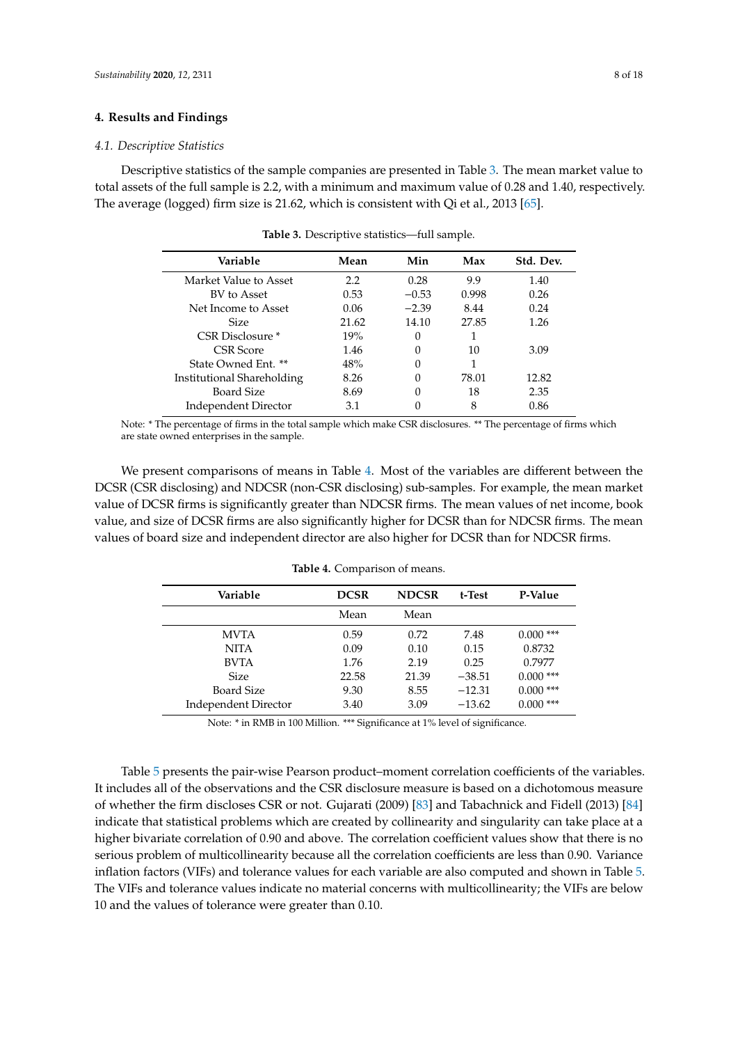## 4. Results and Findings

### *4.1. Descriptive Statistics*

Descriptive statistics of the sample companies are presented in Table 3. The mean market value to total assets of the full sample is 2.2, with a minimum and maximum value of 0.28 and 1.40, respectively. The average (logged) firm size is 21.62, which is consistent with Qi et al., 2013 [65].

**Table 3.** Descriptive statistics—full sample.

| Variable | Mean | Min | Max | Std. Dev. |
|---|---|---|---|---|
| Market Value to Asset | 2.2 | 0.28 | 9.9 | 1.40 |
| BV to Asset | 0.53 | −0.53 | 0.998 | 0.26 |
| Net Income to Asset | 0.06 | −2.39 | 8.44 | 0.24 |
| Size | 21.62 | 14.10 | 27.85 | 1.26 |
| CSR Disclosure * | 19% | 0 | 1 | |
| CSR Score | 1.46 | 0 | 10 | 3.09 |
| State Owned Ent. ** | 48% | 0 | 1 | |
| Institutional Shareholding | 8.26 | 0 | 78.01 | 12.82 |
| Board Size | 8.69 | 0 | 18 | 2.35 |
| Independent Director | 3.1 | 0 | 8 | 0.86 |

Note: * The percentage of firms in the total sample which make CSR disclosures. ** The percentage of firms which are state owned enterprises in the sample.

We present comparisons of means in Table 4. Most of the variables are different between the DCSR (CSR disclosing) and NDCSR (non-CSR disclosing) sub-samples. For example, the mean market value of DCSR firms is significantly greater than NDCSR firms. The mean values of net income, book value, and size of DCSR firms are also significantly higher for DCSR than for NDCSR firms. The mean values of board size and independent director are also higher for DCSR than for NDCSR firms.

**Table 4.** Comparison of means.

| Variable | DCSR | NDCSR | t-Test | P-Value |
|---|---|---|---|---|
| | Mean | Mean | | |
| MVTA | 0.59 | 0.72 | 7.48 | 0.000 *** |
| NITA | 0.09 | 0.10 | 0.15 | 0.8732 |
| BVTA | 1.76 | 2.19 | 0.25 | 0.7977 |
| Size | 22.58 | 21.39 | −38.51 | 0.000 *** |
| Board Size | 9.30 | 8.55 | −12.31 | 0.000 *** |
| Independent Director | 3.40 | 3.09 | −13.62 | 0.000 *** |

Note: * in RMB in 100 Million. *** Significance at 1% level of significance.

Table 5 presents the pair-wise Pearson product–moment correlation coefficients of the variables. It includes all of the observations and the CSR disclosure measure is based on a dichotomous measure of whether the firm discloses CSR or not. Gujarati (2009) [83] and Tabachnick and Fidell (2013) [84] indicate that statistical problems which are created by collinearity and singularity can take place at a higher bivariate correlation of 0.90 and above. The correlation coefficient values show that there is no serious problem of multicollinearity because all the correlation coefficients are less than 0.90. Variance inflation factors (VIFs) and tolerance values for each variable are also computed and shown in Table 5. The VIFs and tolerance values indicate no material concerns with multicollinearity; the VIFs are below 10 and the values of tolerance were greater than 0.10.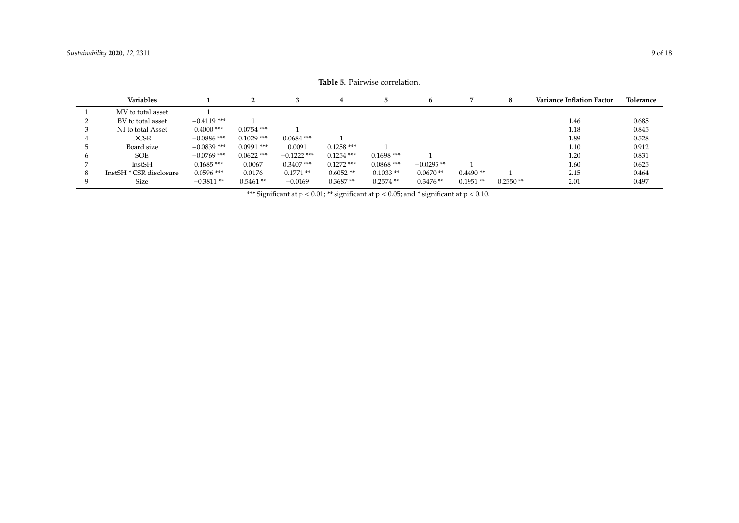**Table 5.** Pairwise correlation.

| | Variables | 1 | 2 | 3 | 4 | 5 | 6 | 7 | 8 | Variance Inflation Factor | Tolerance |
|---|---|---|---|---|---|---|---|---|---|---|---|
| 1 | MV to total asset | 1 | | | | | | | | | |
| 2 | BV to total asset | −0.4119 *** | 1 | | | | | | | 1.46 | 0.685 |
| 3 | NI to total Asset | 0.4000 *** | 0.0754 *** | 1 | | | | | | 1.18 | 0.845 |
| 4 | DCSR | −0.0886 *** | 0.1029 *** | 0.0684 *** | 1 | | | | | 1.89 | 0.528 |
| 5 | Board size | −0.0839 *** | 0.0991 *** | 0.0091 | 0.1258 *** | 1 | | | | 1.10 | 0.912 |
| 6 | SOE | −0.0769 *** | 0.0622 *** | −0.1222 *** | 0.1254 *** | 0.1698 *** | 1 | | | 1.20 | 0.831 |
| 7 | InstSH | 0.1685 *** | 0.0067 | 0.3407 *** | 0.1272 *** | 0.0868 *** | −0.0295 ** | 1 | | 1.60 | 0.625 |
| 8 | InstSH * CSR disclosure | 0.0596 *** | 0.0176 | 0.1771 ** | 0.6052 ** | 0.1033 ** | 0.0670 ** | 0.4490 ** | 1 | 2.15 | 0.464 |
| 9 | Size | −0.3811 ** | 0.5461 ** | −0.0169 | 0.3687 ** | 0.2574 ** | 0.3476 ** | 0.1951 ** | 0.2550 ** | 2.01 | 0.497 |

*** Significant at $p < 0.01$; ** significant at $p < 0.05$; and * significant at $p < 0.10$.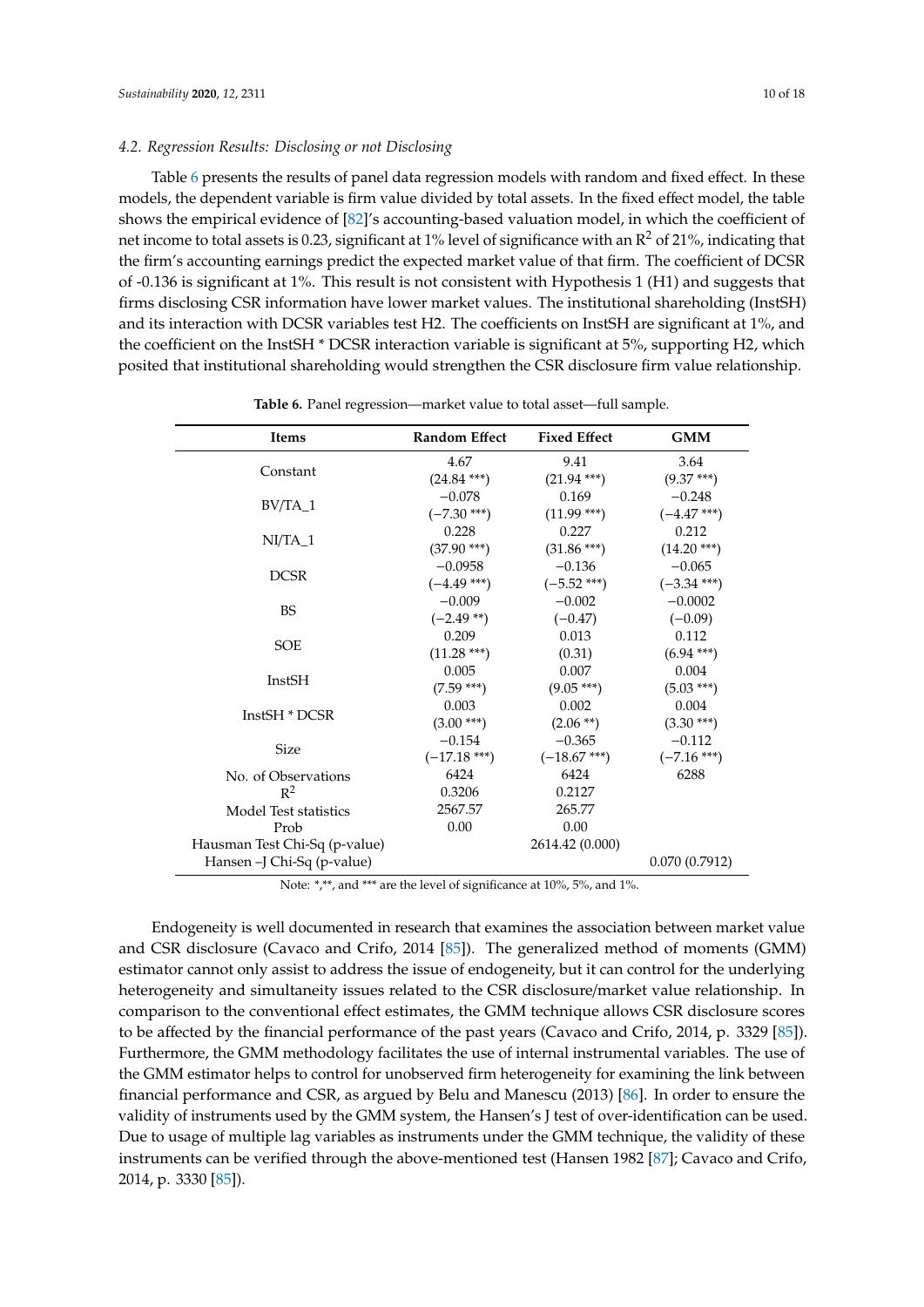### 4.2. Regression Results: Disclosing or not Disclosing

Table 6 presents the results of panel data regression models with random and fixed effect. In these models, the dependent variable is firm value divided by total assets. In the fixed effect model, the table shows the empirical evidence of [82]'s accounting-based valuation model, in which the coefficient of net income to total assets is 0.23, significant at 1% level of significance with an $R^2$ of 21%, indicating that the firm's accounting earnings predict the expected market value of that firm. The coefficient of DCSR of -0.136 is significant at 1%. This result is not consistent with Hypothesis 1 (H1) and suggests that firms disclosing CSR information have lower market values. The institutional shareholding (InstSH) and its interaction with DCSR variables test H2. The coefficients on InstSH are significant at 1%, and the coefficient on the InstSH * DCSR interaction variable is significant at 5%, supporting H2, which posited that institutional shareholding would strengthen the CSR disclosure firm value relationship.

**Table 6.** Panel regression—market value to total asset—full sample.

| Items | Random Effect | Fixed Effect | GMM |
|---|---|---|---|
| Constant | 4.67<br>(24.84 ***) | 9.41<br>(21.94 ***) | 3.64<br>(9.37 ***) |
| BV/TA_1 | −0.078<br>(−7.30 ***) | 0.169<br>(11.99 ***) | −0.248<br>(−4.47 ***) |
| NI/TA_1 | 0.228<br>(37.90 ***) | 0.227<br>(31.86 ***) | 0.212<br>(14.20 ***) |
| DCSR | −0.0958<br>(−4.49 ***) | −0.136<br>(−5.52 ***) | −0.065<br>(−3.34 ***) |
| BS | −0.009<br>(−2.49 **) | −0.002<br>(−0.47) | −0.0002<br>(−0.09) |
| SOE | 0.209<br>(11.28 ***) | 0.013<br>(0.31) | 0.112<br>(6.94 ***) |
| InstSH | 0.005<br>(7.59 ***) | 0.007<br>(9.05 ***) | 0.004<br>(5.03 ***) |
| InstSH * DCSR | 0.003<br>(3.00 ***) | 0.002<br>(2.06 **) | 0.004<br>(3.30 ***) |
| Size | −0.154<br>(−17.18 ***) | −0.365<br>(−18.67 ***) | −0.112<br>(−7.16 ***) |
| No. of Observations | 6424 | 6424 | 6288 |
| $R^2$ | 0.3206 | 0.2127 | |
| Model Test statistics | 2567.57 | 265.77 | |
| Prob | 0.00 | 0.00 | |
| Hausman Test Chi-Sq (p-value) | | 2614.42 (0.000) | |
| Hansen –J Chi-Sq (p-value) | | | 0.070 (0.7912) |

Note: *,**, and *** are the level of significance at 10%, 5%, and 1%.

Endogeneity is well documented in research that examines the association between market value and CSR disclosure (Cavaco and Crifo, 2014 [85]). The generalized method of moments (GMM) estimator cannot only assist to address the issue of endogeneity, but it can control for the underlying heterogeneity and simultaneity issues related to the CSR disclosure/market value relationship. In comparison to the conventional effect estimates, the GMM technique allows CSR disclosure scores to be affected by the financial performance of the past years (Cavaco and Crifo, 2014, p. 3329 [85]). Furthermore, the GMM methodology facilitates the use of internal instrumental variables. The use of the GMM estimator helps to control for unobserved firm heterogeneity for examining the link between financial performance and CSR, as argued by Belu and Manescu (2013) [86]. In order to ensure the validity of instruments used by the GMM system, the Hansen's J test of over-identification can be used. Due to usage of multiple lag variables as instruments under the GMM technique, the validity of these instruments can be verified through the above-mentioned test (Hansen 1982 [87]; Cavaco and Crifo, 2014, p. 3330 [85]).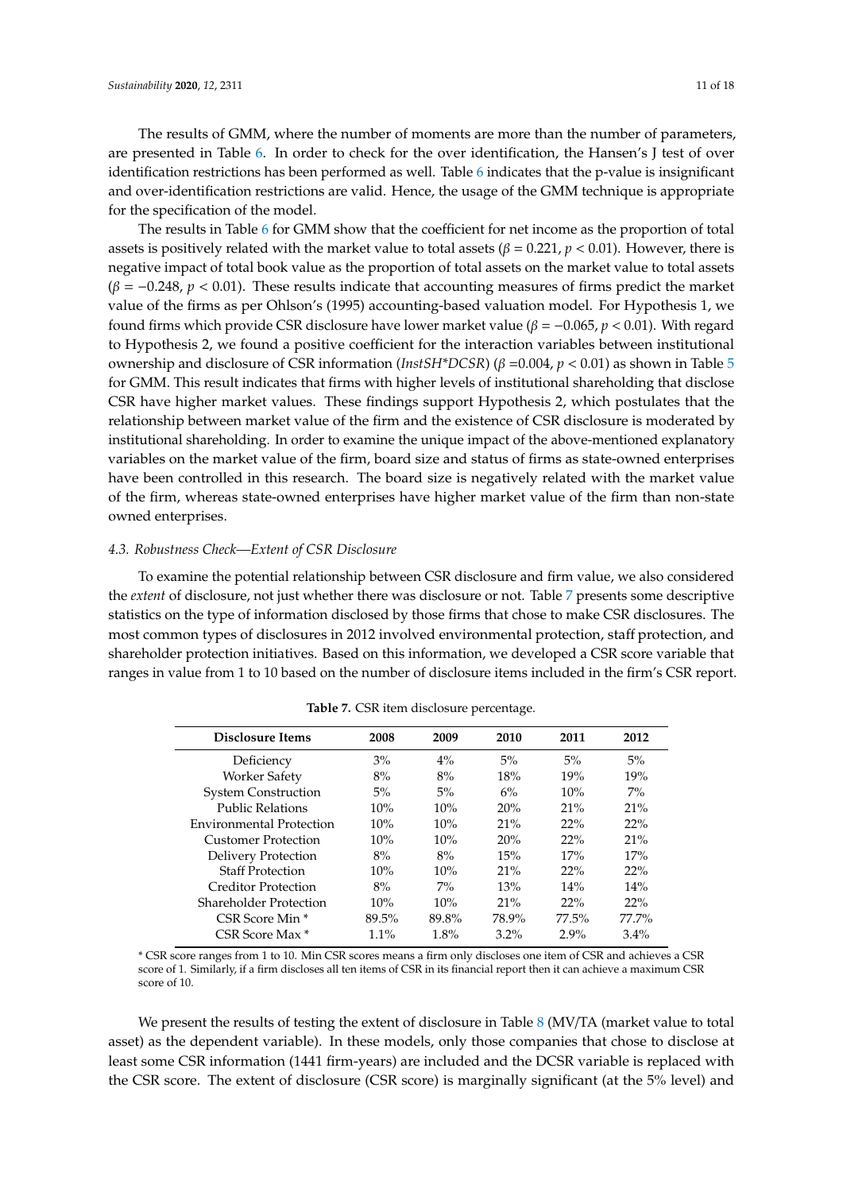The results of GMM, where the number of moments are more than the number of parameters, are presented in Table 6. In order to check for the over identification, the Hansen's J test of over identification restrictions has been performed as well. Table 6 indicates that the p-value is insignificant and over-identification restrictions are valid. Hence, the usage of the GMM technique is appropriate for the specification of the model.

The results in Table 6 for GMM show that the coefficient for net income as the proportion of total assets is positively related with the market value to total assets ($\beta = 0.221$, $p < 0.01$). However, there is negative impact of total book value as the proportion of total assets on the market value to total assets ($\beta = -0.248$, $p < 0.01$). These results indicate that accounting measures of firms predict the market value of the firms as per Ohlson's (1995) accounting-based valuation model. For Hypothesis 1, we found firms which provide CSR disclosure have lower market value ($\beta = -0.065$, $p < 0.01$). With regard to Hypothesis 2, we found a positive coefficient for the interaction variables between institutional ownership and disclosure of CSR information (*InstSH*DCSR*) ($\beta = 0.004$, $p < 0.01$) as shown in Table 5 for GMM. This result indicates that firms with higher levels of institutional shareholding that disclose CSR have higher market values. These findings support Hypothesis 2, which postulates that the relationship between market value of the firm and the existence of CSR disclosure is moderated by institutional shareholding. In order to examine the unique impact of the above-mentioned explanatory variables on the market value of the firm, board size and status of firms as state-owned enterprises have been controlled in this research. The board size is negatively related with the market value of the firm, whereas state-owned enterprises have higher market value of the firm than non-state owned enterprises.

### 4.3. Robustness Check—Extent of CSR Disclosure

To examine the potential relationship between CSR disclosure and firm value, we also considered the *extent* of disclosure, not just whether there was disclosure or not. Table 7 presents some descriptive statistics on the type of information disclosed by those firms that chose to make CSR disclosures. The most common types of disclosures in 2012 involved environmental protection, staff protection, and shareholder protection initiatives. Based on this information, we developed a CSR score variable that ranges in value from 1 to 10 based on the number of disclosure items included in the firm's CSR report.

**Table 7.** CSR item disclosure percentage.

| Disclosure Items | 2008 | 2009 | 2010 | 2011 | 2012 |
|---|---|---|---|---|---|
| Deficiency | 3% | 4% | 5% | 5% | 5% |
| Worker Safety | 8% | 8% | 18% | 19% | 19% |
| System Construction | 5% | 5% | 6% | 10% | 7% |
| Public Relations | 10% | 10% | 20% | 21% | 21% |
| Environmental Protection | 10% | 10% | 21% | 22% | 22% |
| Customer Protection | 10% | 10% | 20% | 22% | 21% |
| Delivery Protection | 8% | 8% | 15% | 17% | 17% |
| Staff Protection | 10% | 10% | 21% | 22% | 22% |
| Creditor Protection | 8% | 7% | 13% | 14% | 14% |
| Shareholder Protection | 10% | 10% | 21% | 22% | 22% |
| CSR Score Min * | 89.5% | 89.8% | 78.9% | 77.5% | 77.7% |
| CSR Score Max * | 1.1% | 1.8% | 3.2% | 2.9% | 3.4% |

* CSR score ranges from 1 to 10. Min CSR scores means a firm only discloses one item of CSR and achieves a CSR score of 1. Similarly, if a firm discloses all ten items of CSR in its financial report then it can achieve a maximum CSR score of 10.

We present the results of testing the extent of disclosure in Table 8 (MV/TA (market value to total asset) as the dependent variable). In these models, only those companies that chose to disclose at least some CSR information (1441 firm-years) are included and the DCSR variable is replaced with the CSR score. The extent of disclosure (CSR score) is marginally significant (at the 5% level) and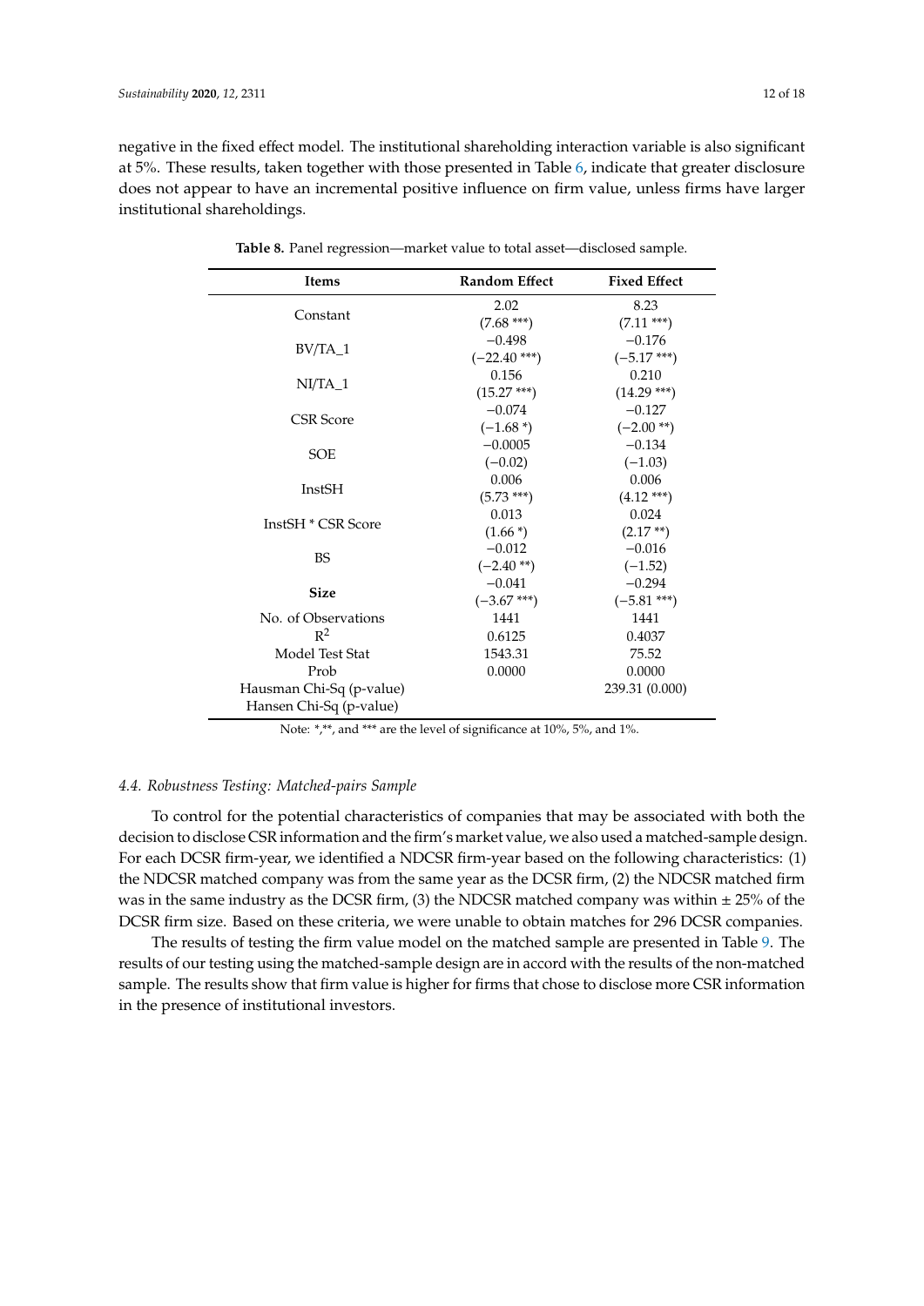negative in the fixed effect model. The institutional shareholding interaction variable is also significant at 5%. These results, taken together with those presented in Table 6, indicate that greater disclosure does not appear to have an incremental positive influence on firm value, unless firms have larger institutional shareholdings.

**Table 8.** Panel regression—market value to total asset—disclosed sample.

| Items | Random Effect | Fixed Effect |
|---|---|---|
| Constant | 2.02<br>(7.68 ***) | 8.23<br>(7.11 ***) |
| BV/TA_1 | −0.498<br>(−22.40 ***) | −0.176<br>(−5.17 ***) |
| NI/TA_1 | 0.156<br>(15.27 ***) | 0.210<br>(14.29 ***) |
| CSR Score | −0.074<br>(−1.68 *) | −0.127<br>(−2.00 **) |
| SOE | −0.0005<br>(−0.02) | −0.134<br>(−1.03) |
| InstSH | 0.006<br>(5.73 ***) | 0.006<br>(4.12 ***) |
| InstSH * CSR Score | 0.013<br>(1.66 *) | 0.024<br>(2.17 **) |
| BS | −0.012<br>(−2.40 **) | −0.016<br>(−1.52) |
| **Size** | −0.041<br>(−3.67 ***) | −0.294<br>(−5.81 ***) |
| No. of Observations | 1441 | 1441 |
| $R^2$ | 0.6125 | 0.4037 |
| Model Test Stat | 1543.31 | 75.52 |
| Prob | 0.0000 | 0.0000 |
| Hausman Chi-Sq (p-value) | | 239.31 (0.000) |
| Hansen Chi-Sq (p-value) | | |

Note: *,**, and *** are the level of significance at 10%, 5%, and 1%.

### *4.4. Robustness Testing: Matched-pairs Sample*

To control for the potential characteristics of companies that may be associated with both the decision to disclose CSR information and the firm's market value, we also used a matched-sample design. For each DCSR firm-year, we identified a NDCSR firm-year based on the following characteristics: (1) the NDCSR matched company was from the same year as the DCSR firm, (2) the NDCSR matched firm was in the same industry as the DCSR firm, (3) the NDCSR matched company was within ± 25% of the DCSR firm size. Based on these criteria, we were unable to obtain matches for 296 DCSR companies.

The results of testing the firm value model on the matched sample are presented in Table 9. The results of our testing using the matched-sample design are in accord with the results of the non-matched sample. The results show that firm value is higher for firms that chose to disclose more CSR information in the presence of institutional investors.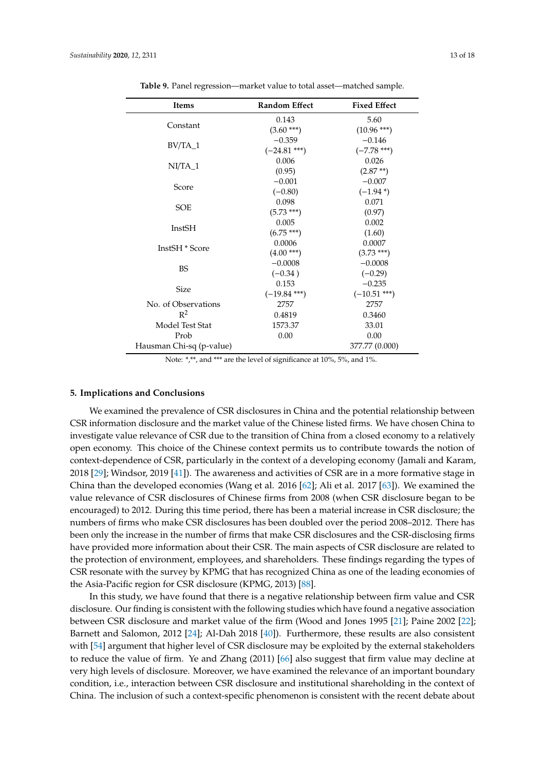**Table 9.** Panel regression—market value to total asset—matched sample.

| Items | Random Effect | Fixed Effect |
|---|---|---|
| Constant | 0.143 (3.60 ***) | 5.60 (10.96 ***) |
| BV/TA_1 | −0.359 (−24.81 ***) | −0.146 (−7.78 ***) |
| NI/TA_1 | 0.006 (0.95) | 0.026 (2.87 **) |
| Score | −0.001 (−0.80) | −0.007 (−1.94 *) |
| SOE | 0.098 (5.73 ***) | 0.071 (0.97) |
| InstSH | 0.005 (6.75 ***) | 0.002 (1.60) |
| InstSH * Score | 0.0006 (4.00 ***) | 0.0007 (3.73 ***) |
| BS | −0.0008 (−0.34 ) | −0.0008 (−0.29) |
| Size | 0.153 (−19.84 ***) | −0.235 (−10.51 ***) |
| No. of Observations | 2757 | 2757 |
| $R^2$ | 0.4819 | 0.3460 |
| Model Test Stat | 1573.37 | 33.01 |
| Prob | 0.00 | 0.00 |
| Hausman Chi-sq (p-value) | | 377.77 (0.000) |

Note: *,**, and *** are the level of significance at 10%, 5%, and 1%.

## 5. Implications and Conclusions

We examined the prevalence of CSR disclosures in China and the potential relationship between CSR information disclosure and the market value of the Chinese listed firms. We have chosen China to investigate value relevance of CSR due to the transition of China from a closed economy to a relatively open economy. This choice of the Chinese context permits us to contribute towards the notion of context-dependence of CSR, particularly in the context of a developing economy (Jamali and Karam, 2018 [29]; Windsor, 2019 [41]). The awareness and activities of CSR are in a more formative stage in China than the developed economies (Wang et al. 2016 [62]; Ali et al. 2017 [63]). We examined the value relevance of CSR disclosures of Chinese firms from 2008 (when CSR disclosure began to be encouraged) to 2012. During this time period, there has been a material increase in CSR disclosure; the numbers of firms who make CSR disclosures has been doubled over the period 2008–2012. There has been only the increase in the number of firms that make CSR disclosures and the CSR-disclosing firms have provided more information about their CSR. The main aspects of CSR disclosure are related to the protection of environment, employees, and shareholders. These findings regarding the types of CSR resonate with the survey by KPMG that has recognized China as one of the leading economies of the Asia-Pacific region for CSR disclosure (KPMG, 2013) [88].

In this study, we have found that there is a negative relationship between firm value and CSR disclosure. Our finding is consistent with the following studies which have found a negative association between CSR disclosure and market value of the firm (Wood and Jones 1995 [21]; Paine 2002 [22]; Barnett and Salomon, 2012 [24]; Al-Dah 2018 [40]). Furthermore, these results are also consistent with [54] argument that higher level of CSR disclosure may be exploited by the external stakeholders to reduce the value of firm. Ye and Zhang (2011) [66] also suggest that firm value may decline at very high levels of disclosure. Moreover, we have examined the relevance of an important boundary condition, i.e., interaction between CSR disclosure and institutional shareholding in the context of China. The inclusion of such a context-specific phenomenon is consistent with the recent debate about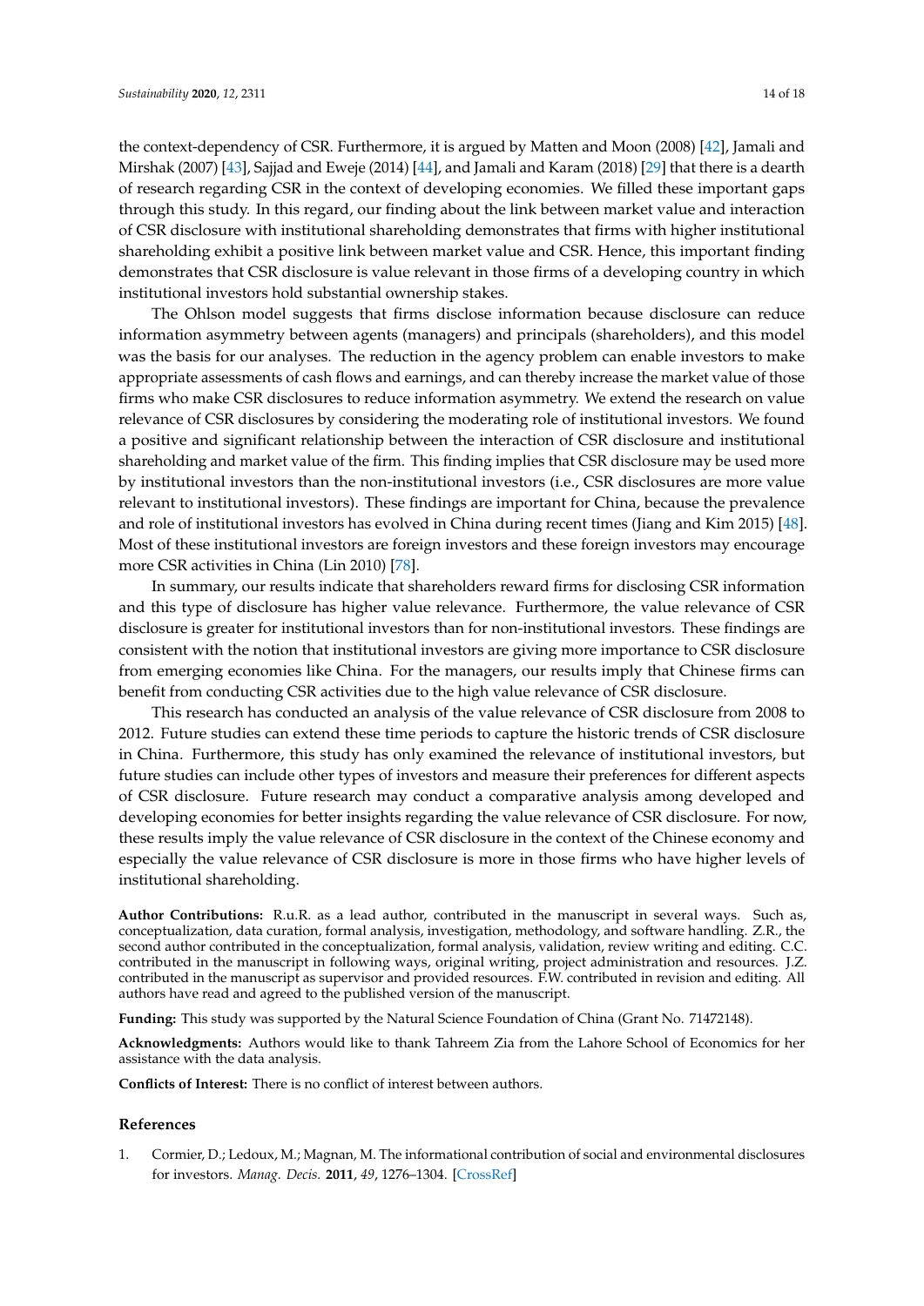the context-dependency of CSR. Furthermore, it is argued by Matten and Moon (2008) [42], Jamali and Mirshak (2007) [43], Sajjad and Eweje (2014) [44], and Jamali and Karam (2018) [29] that there is a dearth of research regarding CSR in the context of developing economies. We filled these important gaps through this study. In this regard, our finding about the link between market value and interaction of CSR disclosure with institutional shareholding demonstrates that firms with higher institutional shareholding exhibit a positive link between market value and CSR. Hence, this important finding demonstrates that CSR disclosure is value relevant in those firms of a developing country in which institutional investors hold substantial ownership stakes.

The Ohlson model suggests that firms disclose information because disclosure can reduce information asymmetry between agents (managers) and principals (shareholders), and this model was the basis for our analyses. The reduction in the agency problem can enable investors to make appropriate assessments of cash flows and earnings, and can thereby increase the market value of those firms who make CSR disclosures to reduce information asymmetry. We extend the research on value relevance of CSR disclosures by considering the moderating role of institutional investors. We found a positive and significant relationship between the interaction of CSR disclosure and institutional shareholding and market value of the firm. This finding implies that CSR disclosure may be used more by institutional investors than the non-institutional investors (i.e., CSR disclosures are more value relevant to institutional investors). These findings are important for China, because the prevalence and role of institutional investors has evolved in China during recent times (Jiang and Kim 2015) [48]. Most of these institutional investors are foreign investors and these foreign investors may encourage more CSR activities in China (Lin 2010) [78].

In summary, our results indicate that shareholders reward firms for disclosing CSR information and this type of disclosure has higher value relevance. Furthermore, the value relevance of CSR disclosure is greater for institutional investors than for non-institutional investors. These findings are consistent with the notion that institutional investors are giving more importance to CSR disclosure from emerging economies like China. For the managers, our results imply that Chinese firms can benefit from conducting CSR activities due to the high value relevance of CSR disclosure.

This research has conducted an analysis of the value relevance of CSR disclosure from 2008 to 2012. Future studies can extend these time periods to capture the historic trends of CSR disclosure in China. Furthermore, this study has only examined the relevance of institutional investors, but future studies can include other types of investors and measure their preferences for different aspects of CSR disclosure. Future research may conduct a comparative analysis among developed and developing economies for better insights regarding the value relevance of CSR disclosure. For now, these results imply the value relevance of CSR disclosure in the context of the Chinese economy and especially the value relevance of CSR disclosure is more in those firms who have higher levels of institutional shareholding.

**Author Contributions:** R.u.R. as a lead author, contributed in the manuscript in several ways. Such as, conceptualization, data curation, formal analysis, investigation, methodology, and software handling. Z.R., the second author contributed in the conceptualization, formal analysis, validation, review writing and editing. C.C. contributed in the manuscript in following ways, original writing, project administration and resources. J.Z. contributed in the manuscript as supervisor and provided resources. F.W. contributed in revision and editing. All authors have read and agreed to the published version of the manuscript.

**Funding:** This study was supported by the Natural Science Foundation of China (Grant No. 71472148).

**Acknowledgments:** Authors would like to thank Tahreem Zia from the Lahore School of Economics for her assistance with the data analysis.

**Conflicts of Interest:** There is no conflict of interest between authors.

## References

1. Cormier, D.; Ledoux, M.; Magnan, M. The informational contribution of social and environmental disclosures for investors. *Manag. Decis.* **2011**, *49*, 1276–1304. [CrossRef]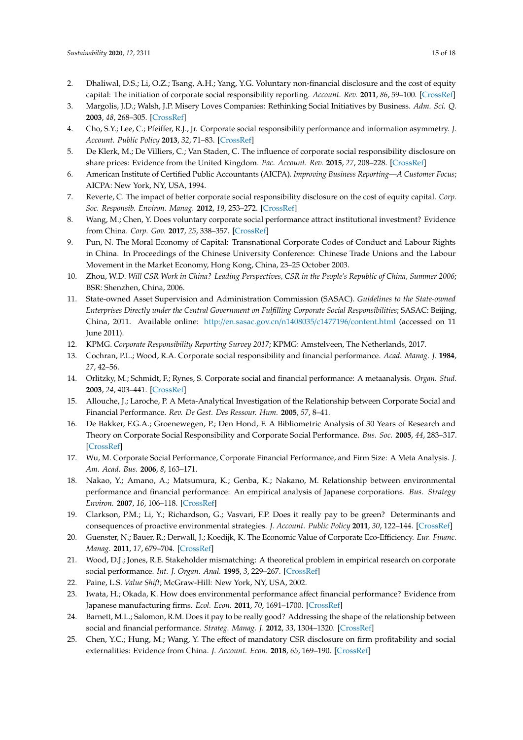2. Dhaliwal, D.S.; Li, O.Z.; Tsang, A.H.; Yang, Y.G. Voluntary non-financial disclosure and the cost of equity capital: The initiation of corporate social responsibility reporting. *Account. Rev.* **2011**, *86*, 59–100. [CrossRef]
3. Margolis, J.D.; Walsh, J.P. Misery Loves Companies: Rethinking Social Initiatives by Business. *Adm. Sci. Q.* **2003**, *48*, 268–305. [CrossRef]
4. Cho, S.Y.; Lee, C.; Pfeiffer, R.J., Jr. Corporate social responsibility performance and information asymmetry. *J. Account. Public Policy* **2013**, *32*, 71–83. [CrossRef]
5. De Klerk, M.; De Villiers, C.; Van Staden, C. The influence of corporate social responsibility disclosure on share prices: Evidence from the United Kingdom. *Pac. Account. Rev.* **2015**, *27*, 208–228. [CrossRef]
6. American Institute of Certified Public Accountants (AICPA). *Improving Business Reporting—A Customer Focus*; AICPA: New York, NY, USA, 1994.
7. Reverte, C. The impact of better corporate social responsibility disclosure on the cost of equity capital. *Corp. Soc. Responsib. Environ. Manag.* **2012**, *19*, 253–272. [CrossRef]
8. Wang, M.; Chen, Y. Does voluntary corporate social performance attract institutional investment? Evidence from China. *Corp. Gov.* **2017**, *25*, 338–357. [CrossRef]
9. Pun, N. The Moral Economy of Capital: Transnational Corporate Codes of Conduct and Labour Rights in China. In Proceedings of the Chinese University Conference: Chinese Trade Unions and the Labour Movement in the Market Economy, Hong Kong, China, 23–25 October 2003.
10. Zhou, W.D. *Will CSR Work in China? Leading Perspectives, CSR in the People's Republic of China, Summer 2006*; BSR: Shenzhen, China, 2006.
11. State-owned Asset Supervision and Administration Commission (SASAC). *Guidelines to the State-owned Enterprises Directly under the Central Government on Fulfilling Corporate Social Responsibilities*; SASAC: Beijing, China, 2011. Available online: http://en.sasac.gov.cn/n1408035/c1477196/content.html (accessed on 11 June 2011).
12. KPMG. *Corporate Responsibility Reporting Survey 2017*; KPMG: Amstelveen, The Netherlands, 2017.
13. Cochran, P.L.; Wood, R.A. Corporate social responsibility and financial performance. *Acad. Manag. J.* **1984**, *27*, 42–56.
14. Orlitzky, M.; Schmidt, F.; Rynes, S. Corporate social and financial performance: A metaanalysis. *Organ. Stud.* **2003**, *24*, 403–441. [CrossRef]
15. Allouche, J.; Laroche, P. A Meta-Analytical Investigation of the Relationship between Corporate Social and Financial Performance. *Rev. De Gest. Des Ressour. Hum.* **2005**, *57*, 8–41.
16. De Bakker, F.G.A.; Groenewegen, P.; Den Hond, F. A Bibliometric Analysis of 30 Years of Research and Theory on Corporate Social Responsibility and Corporate Social Performance. *Bus. Soc.* **2005**, *44*, 283–317. [CrossRef]
17. Wu, M. Corporate Social Performance, Corporate Financial Performance, and Firm Size: A Meta Analysis. *J. Am. Acad. Bus.* **2006**, *8*, 163–171.
18. Nakao, Y.; Amano, A.; Matsumura, K.; Genba, K.; Nakano, M. Relationship between environmental performance and financial performance: An empirical analysis of Japanese corporations. *Bus. Strategy Environ.* **2007**, *16*, 106–118. [CrossRef]
19. Clarkson, P.M.; Li, Y.; Richardson, G.; Vasvari, F.P. Does it really pay to be green? Determinants and consequences of proactive environmental strategies. *J. Account. Public Policy* **2011**, *30*, 122–144. [CrossRef]
20. Guenster, N.; Bauer, R.; Derwall, J.; Koedijk, K. The Economic Value of Corporate Eco-Efficiency. *Eur. Financ. Manag.* **2011**, *17*, 679–704. [CrossRef]
21. Wood, D.J.; Jones, R.E. Stakeholder mismatching: A theoretical problem in empirical research on corporate social performance. *Int. J. Organ. Anal.* **1995**, *3*, 229–267. [CrossRef]
22. Paine, L.S. *Value Shift*; McGraw-Hill: New York, NY, USA, 2002.
23. Iwata, H.; Okada, K. How does environmental performance affect financial performance? Evidence from Japanese manufacturing firms. *Ecol. Econ.* **2011**, *70*, 1691–1700. [CrossRef]
24. Barnett, M.L.; Salomon, R.M. Does it pay to be really good? Addressing the shape of the relationship between social and financial performance. *Strateg. Manag. J.* **2012**, *33*, 1304–1320. [CrossRef]
25. Chen, Y.C.; Hung, M.; Wang, Y. The effect of mandatory CSR disclosure on firm profitability and social externalities: Evidence from China. *J. Account. Econ.* **2018**, *65*, 169–190. [CrossRef]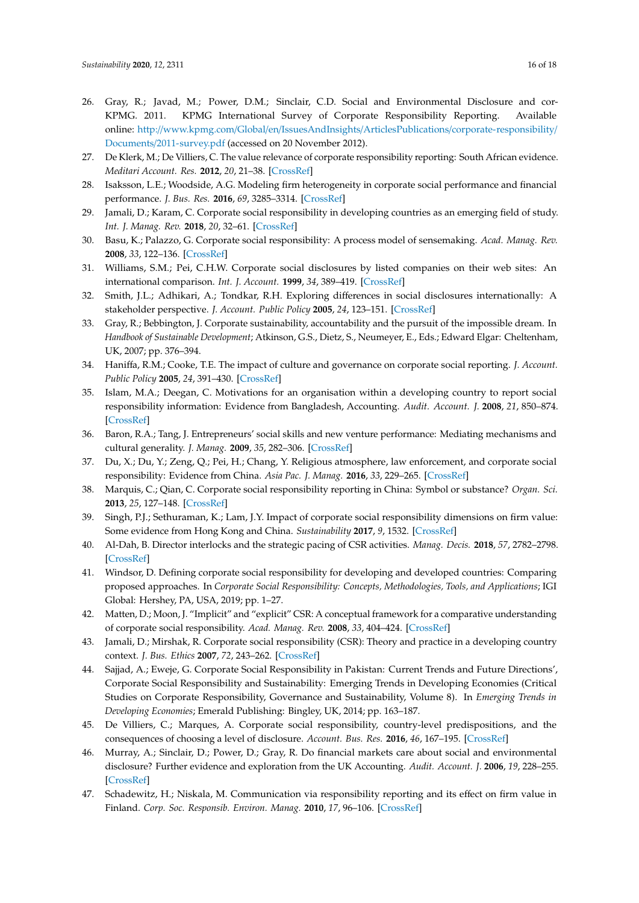26. Gray, R.; Javad, M.; Power, D.M.; Sinclair, C.D. Social and Environmental Disclosure and cor-KPMG. 2011. KPMG International Survey of Corporate Responsibility Reporting. Available online: http://www.kpmg.com/Global/en/IssuesAndInsights/ArticlesPublications/corporate-responsibility/Documents/2011-survey.pdf (accessed on 20 November 2012).
27. De Klerk, M.; De Villiers, C. The value relevance of corporate responsibility reporting: South African evidence. *Meditari Account. Res.* **2012**, *20*, 21–38. [CrossRef]
28. Isaksson, L.E.; Woodside, A.G. Modeling firm heterogeneity in corporate social performance and financial performance. *J. Bus. Res.* **2016**, *69*, 3285–3314. [CrossRef]
29. Jamali, D.; Karam, C. Corporate social responsibility in developing countries as an emerging field of study. *Int. J. Manag. Rev.* **2018**, *20*, 32–61. [CrossRef]
30. Basu, K.; Palazzo, G. Corporate social responsibility: A process model of sensemaking. *Acad. Manag. Rev.* **2008**, *33*, 122–136. [CrossRef]
31. Williams, S.M.; Pei, C.H.W. Corporate social disclosures by listed companies on their web sites: An international comparison. *Int. J. Account.* **1999**, *34*, 389–419. [CrossRef]
32. Smith, J.L.; Adhikari, A.; Tondkar, R.H. Exploring differences in social disclosures internationally: A stakeholder perspective. *J. Account. Public Policy* **2005**, *24*, 123–151. [CrossRef]
33. Gray, R.; Bebbington, J. Corporate sustainability, accountability and the pursuit of the impossible dream. In *Handbook of Sustainable Development*; Atkinson, G.S., Dietz, S., Neumeyer, E., Eds.; Edward Elgar: Cheltenham, UK, 2007; pp. 376–394.
34. Haniffa, R.M.; Cooke, T.E. The impact of culture and governance on corporate social reporting. *J. Account. Public Policy* **2005**, *24*, 391–430. [CrossRef]
35. Islam, M.A.; Deegan, C. Motivations for an organisation within a developing country to report social responsibility information: Evidence from Bangladesh, Accounting. *Audit. Account. J.* **2008**, *21*, 850–874. [CrossRef]
36. Baron, R.A.; Tang, J. Entrepreneurs' social skills and new venture performance: Mediating mechanisms and cultural generality. *J. Manag.* **2009**, *35*, 282–306. [CrossRef]
37. Du, X.; Du, Y.; Zeng, Q.; Pei, H.; Chang, Y. Religious atmosphere, law enforcement, and corporate social responsibility: Evidence from China. *Asia Pac. J. Manag.* **2016**, *33*, 229–265. [CrossRef]
38. Marquis, C.; Qian, C. Corporate social responsibility reporting in China: Symbol or substance? *Organ. Sci.* **2013**, *25*, 127–148. [CrossRef]
39. Singh, P.J.; Sethuraman, K.; Lam, J.Y. Impact of corporate social responsibility dimensions on firm value: Some evidence from Hong Kong and China. *Sustainability* **2017**, *9*, 1532. [CrossRef]
40. Al-Dah, B. Director interlocks and the strategic pacing of CSR activities. *Manag. Decis.* **2018**, *57*, 2782–2798. [CrossRef]
41. Windsor, D. Defining corporate social responsibility for developing and developed countries: Comparing proposed approaches. In *Corporate Social Responsibility: Concepts, Methodologies, Tools, and Applications*; IGI Global: Hershey, PA, USA, 2019; pp. 1–27.
42. Matten, D.; Moon, J. "Implicit" and "explicit" CSR: A conceptual framework for a comparative understanding of corporate social responsibility. *Acad. Manag. Rev.* **2008**, *33*, 404–424. [CrossRef]
43. Jamali, D.; Mirshak, R. Corporate social responsibility (CSR): Theory and practice in a developing country context. *J. Bus. Ethics* **2007**, *72*, 243–262. [CrossRef]
44. Sajjad, A.; Eweje, G. Corporate Social Responsibility in Pakistan: Current Trends and Future Directions', Corporate Social Responsibility and Sustainability: Emerging Trends in Developing Economies (Critical Studies on Corporate Responsibility, Governance and Sustainability, Volume 8). In *Emerging Trends in Developing Economies*; Emerald Publishing: Bingley, UK, 2014; pp. 163–187.
45. De Villiers, C.; Marques, A. Corporate social responsibility, country-level predispositions, and the consequences of choosing a level of disclosure. *Account. Bus. Res.* **2016**, *46*, 167–195. [CrossRef]
46. Murray, A.; Sinclair, D.; Power, D.; Gray, R. Do financial markets care about social and environmental disclosure? Further evidence and exploration from the UK Accounting. *Audit. Account. J.* **2006**, *19*, 228–255. [CrossRef]
47. Schadewitz, H.; Niskala, M. Communication via responsibility reporting and its effect on firm value in Finland. *Corp. Soc. Responsib. Environ. Manag.* **2010**, *17*, 96–106. [CrossRef]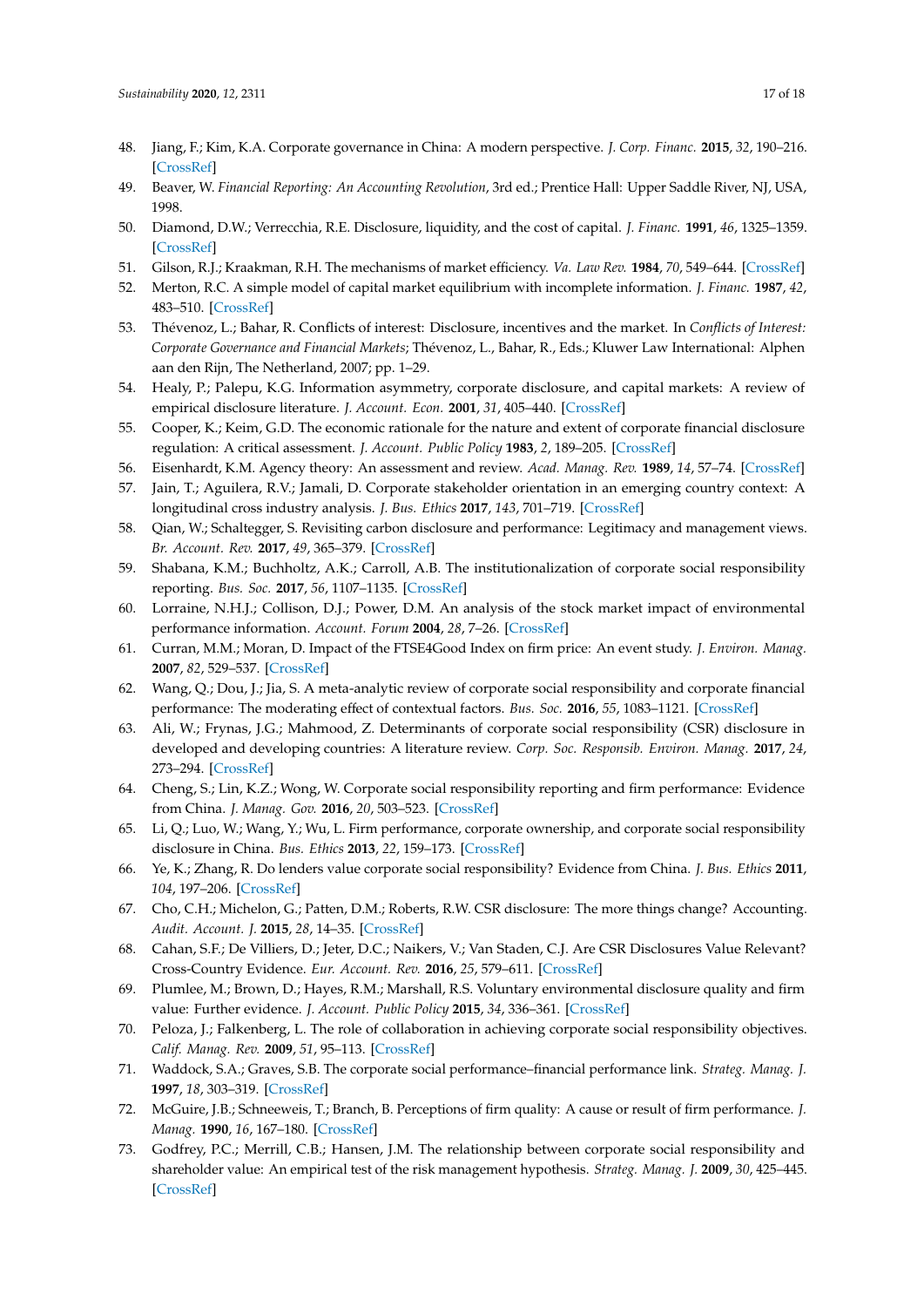48. Jiang, F.; Kim, K.A. Corporate governance in China: A modern perspective. *J. Corp. Financ.* **2015**, *32*, 190–216. [CrossRef]
49. Beaver, W. *Financial Reporting: An Accounting Revolution*, 3rd ed.; Prentice Hall: Upper Saddle River, NJ, USA, 1998.
50. Diamond, D.W.; Verrecchia, R.E. Disclosure, liquidity, and the cost of capital. *J. Financ.* **1991**, *46*, 1325–1359. [CrossRef]
51. Gilson, R.J.; Kraakman, R.H. The mechanisms of market efficiency. *Va. Law Rev.* **1984**, *70*, 549–644. [CrossRef]
52. Merton, R.C. A simple model of capital market equilibrium with incomplete information. *J. Financ.* **1987**, *42*, 483–510. [CrossRef]
53. Thévenoz, L.; Bahar, R. Conflicts of interest: Disclosure, incentives and the market. In *Conflicts of Interest: Corporate Governance and Financial Markets*; Thévenoz, L., Bahar, R., Eds.; Kluwer Law International: Alphen aan den Rijn, The Netherland, 2007; pp. 1–29.
54. Healy, P.; Palepu, K.G. Information asymmetry, corporate disclosure, and capital markets: A review of empirical disclosure literature. *J. Account. Econ.* **2001**, *31*, 405–440. [CrossRef]
55. Cooper, K.; Keim, G.D. The economic rationale for the nature and extent of corporate financial disclosure regulation: A critical assessment. *J. Account. Public Policy* **1983**, *2*, 189–205. [CrossRef]
56. Eisenhardt, K.M. Agency theory: An assessment and review. *Acad. Manag. Rev.* **1989**, *14*, 57–74. [CrossRef]
57. Jain, T.; Aguilera, R.V.; Jamali, D. Corporate stakeholder orientation in an emerging country context: A longitudinal cross industry analysis. *J. Bus. Ethics* **2017**, *143*, 701–719. [CrossRef]
58. Qian, W.; Schaltegger, S. Revisiting carbon disclosure and performance: Legitimacy and management views. *Br. Account. Rev.* **2017**, *49*, 365–379. [CrossRef]
59. Shabana, K.M.; Buchholtz, A.K.; Carroll, A.B. The institutionalization of corporate social responsibility reporting. *Bus. Soc.* **2017**, *56*, 1107–1135. [CrossRef]
60. Lorraine, N.H.J.; Collison, D.J.; Power, D.M. An analysis of the stock market impact of environmental performance information. *Account. Forum* **2004**, *28*, 7–26. [CrossRef]
61. Curran, M.M.; Moran, D. Impact of the FTSE4Good Index on firm price: An event study. *J. Environ. Manag.* **2007**, *82*, 529–537. [CrossRef]
62. Wang, Q.; Dou, J.; Jia, S. A meta-analytic review of corporate social responsibility and corporate financial performance: The moderating effect of contextual factors. *Bus. Soc.* **2016**, *55*, 1083–1121. [CrossRef]
63. Ali, W.; Frynas, J.G.; Mahmood, Z. Determinants of corporate social responsibility (CSR) disclosure in developed and developing countries: A literature review. *Corp. Soc. Responsib. Environ. Manag.* **2017**, *24*, 273–294. [CrossRef]
64. Cheng, S.; Lin, K.Z.; Wong, W. Corporate social responsibility reporting and firm performance: Evidence from China. *J. Manag. Gov.* **2016**, *20*, 503–523. [CrossRef]
65. Li, Q.; Luo, W.; Wang, Y.; Wu, L. Firm performance, corporate ownership, and corporate social responsibility disclosure in China. *Bus. Ethics* **2013**, *22*, 159–173. [CrossRef]
66. Ye, K.; Zhang, R. Do lenders value corporate social responsibility? Evidence from China. *J. Bus. Ethics* **2011**, *104*, 197–206. [CrossRef]
67. Cho, C.H.; Michelon, G.; Patten, D.M.; Roberts, R.W. CSR disclosure: The more things change? Accounting. *Audit. Account. J.* **2015**, *28*, 14–35. [CrossRef]
68. Cahan, S.F.; De Villiers, D.; Jeter, D.C.; Naikers, V.; Van Staden, C.J. Are CSR Disclosures Value Relevant? Cross-Country Evidence. *Eur. Account. Rev.* **2016**, *25*, 579–611. [CrossRef]
69. Plumlee, M.; Brown, D.; Hayes, R.M.; Marshall, R.S. Voluntary environmental disclosure quality and firm value: Further evidence. *J. Account. Public Policy* **2015**, *34*, 336–361. [CrossRef]
70. Peloza, J.; Falkenberg, L. The role of collaboration in achieving corporate social responsibility objectives. *Calif. Manag. Rev.* **2009**, *51*, 95–113. [CrossRef]
71. Waddock, S.A.; Graves, S.B. The corporate social performance–financial performance link. *Strateg. Manag. J.* **1997**, *18*, 303–319. [CrossRef]
72. McGuire, J.B.; Schneeweis, T.; Branch, B. Perceptions of firm quality: A cause or result of firm performance. *J. Manag.* **1990**, *16*, 167–180. [CrossRef]
73. Godfrey, P.C.; Merrill, C.B.; Hansen, J.M. The relationship between corporate social responsibility and shareholder value: An empirical test of the risk management hypothesis. *Strateg. Manag. J.* **2009**, *30*, 425–445. [CrossRef]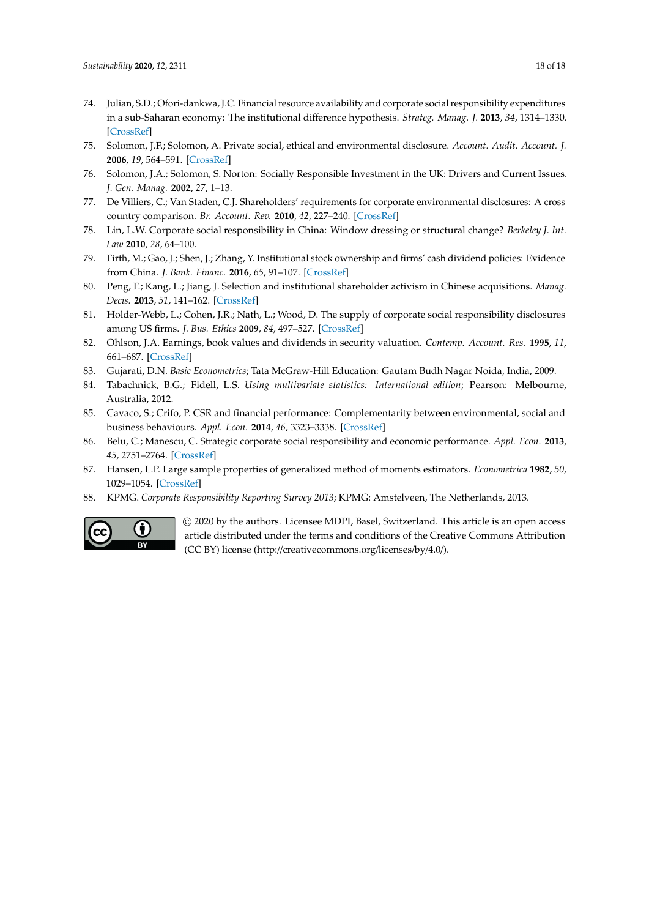74. Julian, S.D.; Ofori-dankwa, J.C. Financial resource availability and corporate social responsibility expenditures in a sub-Saharan economy: The institutional difference hypothesis. *Strateg. Manag. J.* **2013**, *34*, 1314–1330. [CrossRef]
75. Solomon, J.F.; Solomon, A. Private social, ethical and environmental disclosure. *Account. Audit. Account. J.* **2006**, *19*, 564–591. [CrossRef]
76. Solomon, J.A.; Solomon, S. Norton: Socially Responsible Investment in the UK: Drivers and Current Issues. *J. Gen. Manag.* **2002**, *27*, 1–13.
77. De Villiers, C.; Van Staden, C.J. Shareholders' requirements for corporate environmental disclosures: A cross country comparison. *Br. Account. Rev.* **2010**, *42*, 227–240. [CrossRef]
78. Lin, L.W. Corporate social responsibility in China: Window dressing or structural change? *Berkeley J. Int. Law* **2010**, *28*, 64–100.
79. Firth, M.; Gao, J.; Shen, J.; Zhang, Y. Institutional stock ownership and firms' cash dividend policies: Evidence from China. *J. Bank. Financ.* **2016**, *65*, 91–107. [CrossRef]
80. Peng, F.; Kang, L.; Jiang, J. Selection and institutional shareholder activism in Chinese acquisitions. *Manag. Decis.* **2013**, *51*, 141–162. [CrossRef]
81. Holder-Webb, L.; Cohen, J.R.; Nath, L.; Wood, D. The supply of corporate social responsibility disclosures among US firms. *J. Bus. Ethics* **2009**, *84*, 497–527. [CrossRef]
82. Ohlson, J.A. Earnings, book values and dividends in security valuation. *Contemp. Account. Res.* **1995**, *11*, 661–687. [CrossRef]
83. Gujarati, D.N. *Basic Econometrics*; Tata McGraw-Hill Education: Gautam Budh Nagar Noida, India, 2009.
84. Tabachnick, B.G.; Fidell, L.S. *Using multivariate statistics: International edition*; Pearson: Melbourne, Australia, 2012.
85. Cavaco, S.; Crifo, P. CSR and financial performance: Complementarity between environmental, social and business behaviours. *Appl. Econ.* **2014**, *46*, 3323–3338. [CrossRef]
86. Belu, C.; Manescu, C. Strategic corporate social responsibility and economic performance. *Appl. Econ.* **2013**, *45*, 2751–2764. [CrossRef]
87. Hansen, L.P. Large sample properties of generalized method of moments estimators. *Econometrica* **1982**, *50*, 1029–1054. [CrossRef]
88. KPMG. *Corporate Responsibility Reporting Survey 2013*; KPMG: Amstelveen, The Netherlands, 2013.

© 2020 by the authors. Licensee MDPI, Basel, Switzerland. This article is an open access article distributed under the terms and conditions of the Creative Commons Attribution (CC BY) license (http://creativecommons.org/licenses/by/4.0/).